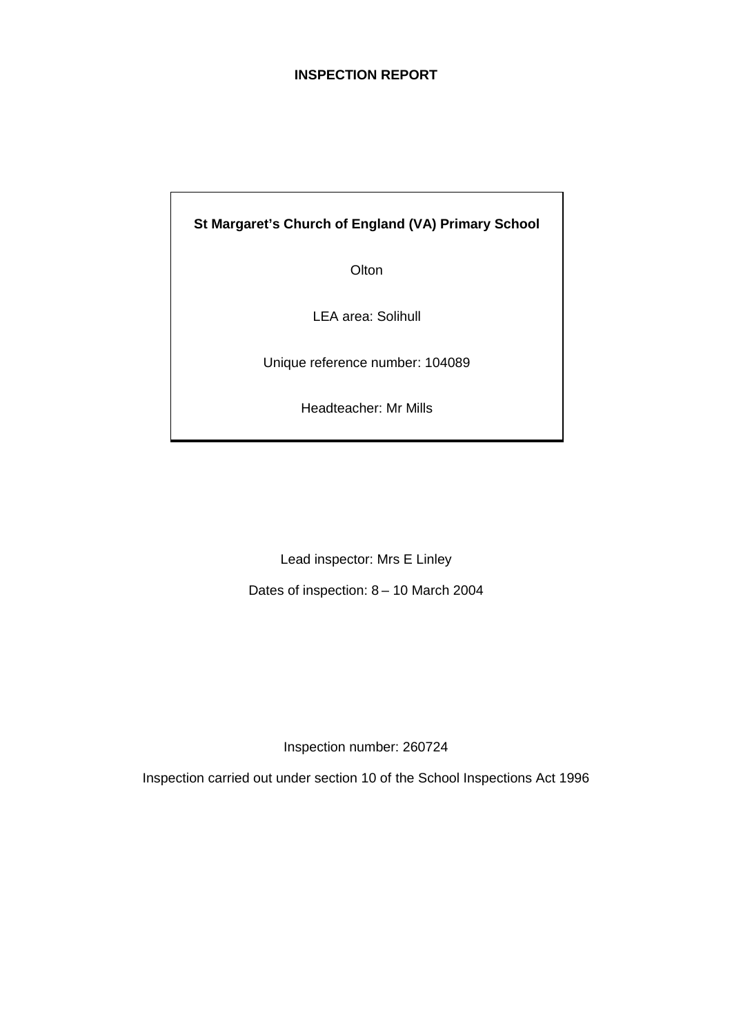# INSPECTION REPORT

**St Margaret's Church of England (VA) Primary School**

Olton

LEA area: Solihull

Unique reference number: 104089

Headteacher: Mr Mills

Lead inspector: Mrs E Linley

Dates of inspection: 8 – 10 March 2004

Inspection number: 260724

Inspection carried out under section 10 of the School Inspections Act 1996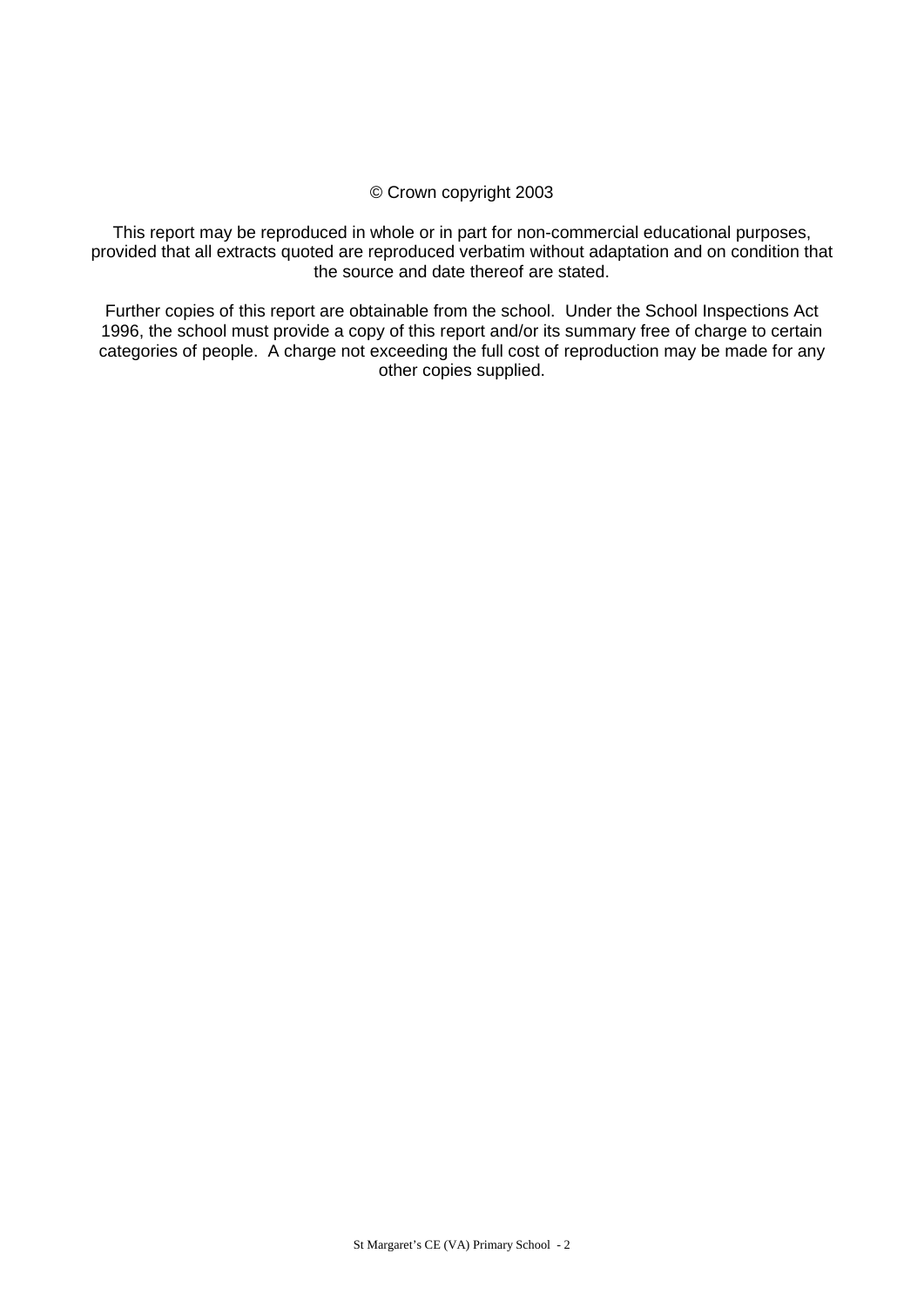© Crown copyright 2003

This report may be reproduced in whole or in part for non-commercial educational purposes, provided that all extracts quoted are reproduced verbatim without adaptation and on condition that the source and date thereof are stated.

Further copies of this report are obtainable from the school. Under the School Inspections Act 1996, the school must provide a copy of this report and/or its summary free of charge to certain categories of people. A charge not exceeding the full cost of reproduction may be made for any other copies supplied.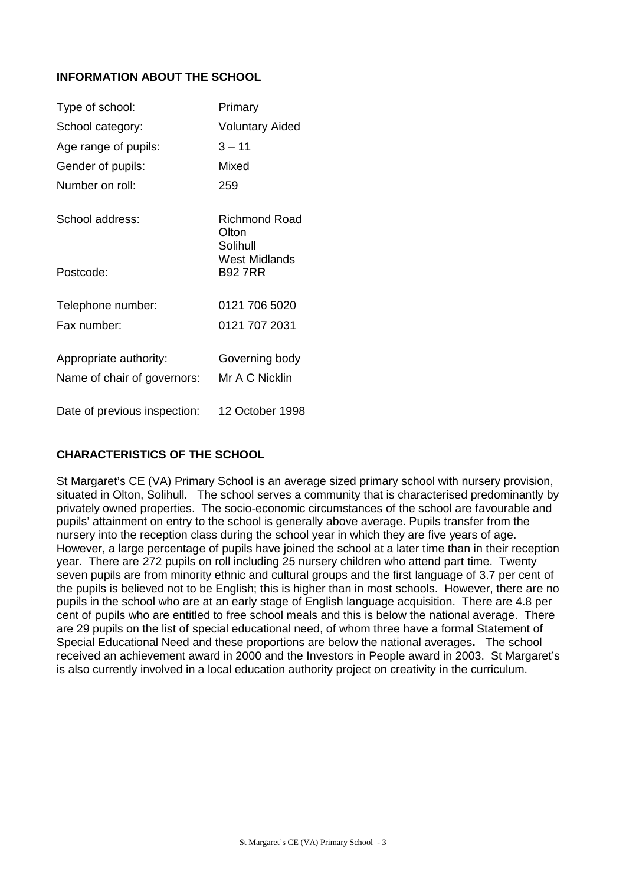## INFORMATION ABOUT THE SCHOOL

| | |
|---|---|
| Type of school: | Primary |
| School category: | Voluntary Aided |
| Age range of pupils: | 3 – 11 |
| Gender of pupils: | Mixed |
| Number on roll: | 259 |
| School address: | Richmond Road<br>Olton<br>Solihull<br>West Midlands |
| Postcode: | B92 7RR |
| Telephone number: | 0121 706 5020 |
| Fax number: | 0121 707 2031 |
| Appropriate authority: | Governing body |
| Name of chair of governors: | Mr A C Nicklin |
| Date of previous inspection: | 12 October 1998 |

## CHARACTERISTICS OF THE SCHOOL

St Margaret's CE (VA) Primary School is an average sized primary school with nursery provision, situated in Olton, Solihull. The school serves a community that is characterised predominantly by privately owned properties. The socio-economic circumstances of the school are favourable and pupils' attainment on entry to the school is generally above average. Pupils transfer from the nursery into the reception class during the school year in which they are five years of age. However, a large percentage of pupils have joined the school at a later time than in their reception year. There are 272 pupils on roll including 25 nursery children who attend part time. Twenty seven pupils are from minority ethnic and cultural groups and the first language of 3.7 per cent of the pupils is believed not to be English; this is higher than in most schools. However, there are no pupils in the school who are at an early stage of English language acquisition. There are 4.8 per cent of pupils who are entitled to free school meals and this is below the national average. There are 29 pupils on the list of special educational need, of whom three have a formal Statement of Special Educational Need and these proportions are below the national averages**.** The school received an achievement award in 2000 and the Investors in People award in 2003. St Margaret's is also currently involved in a local education authority project on creativity in the curriculum.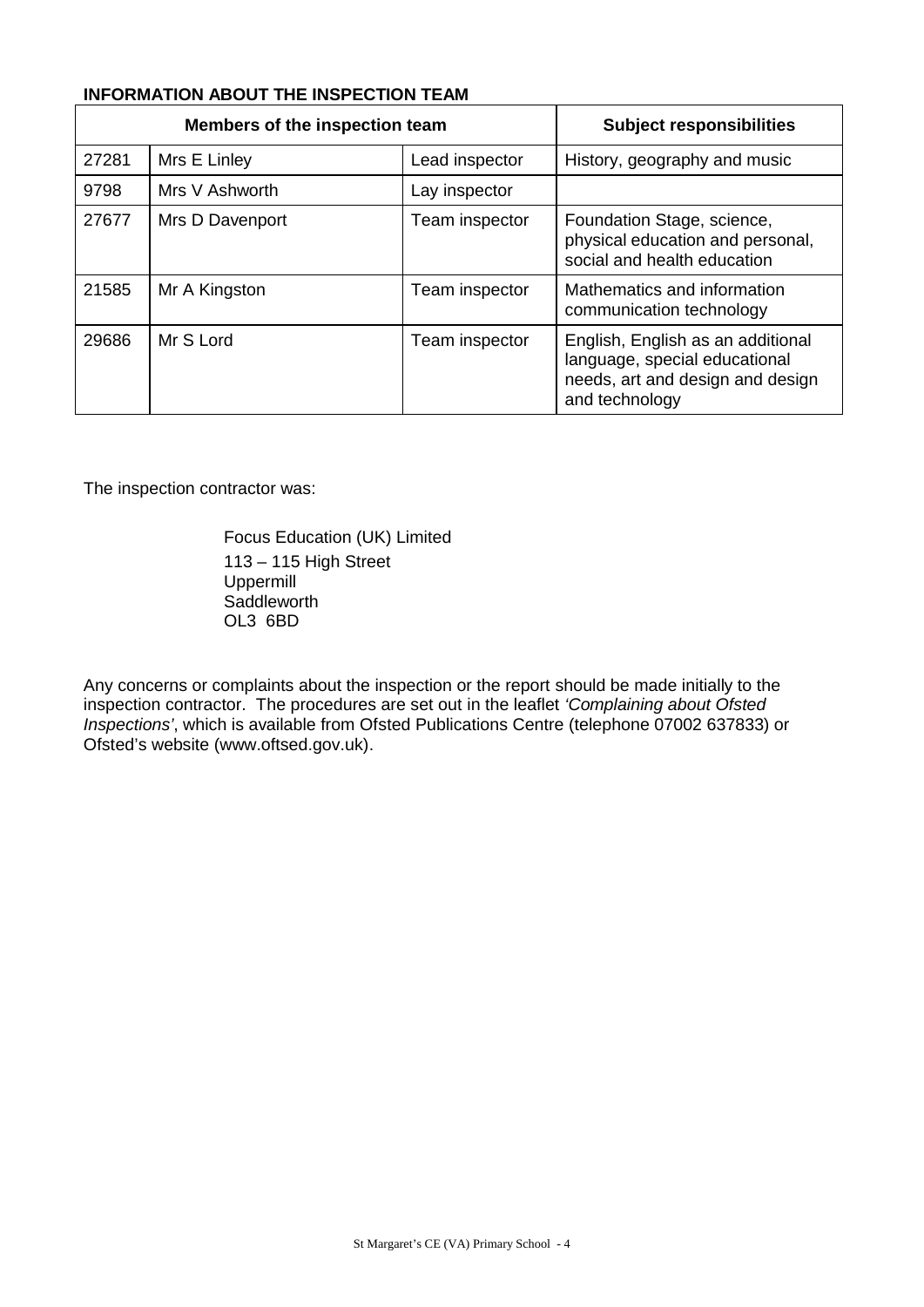**INFORMATION ABOUT THE INSPECTION TEAM**

| Members of the inspection team | | | Subject responsibilities |
|---|---|---|---|
| 27281 | Mrs E Linley | Lead inspector | History, geography and music |
| 9798 | Mrs V Ashworth | Lay inspector | |
| 27677 | Mrs D Davenport | Team inspector | Foundation Stage, science, physical education and personal, social and health education |
| 21585 | Mr A Kingston | Team inspector | Mathematics and information communication technology |
| 29686 | Mr S Lord | Team inspector | English, English as an additional language, special educational needs, art and design and design and technology |

The inspection contractor was:

Focus Education (UK) Limited
113 – 115 High Street
Uppermill
Saddleworth
OL3 6BD

Any concerns or complaints about the inspection or the report should be made initially to the inspection contractor. The procedures are set out in the leaflet *'Complaining about Ofsted Inspections'*, which is available from Ofsted Publications Centre (telephone 07002 637833) or Ofsted's website (www.oftsed.gov.uk).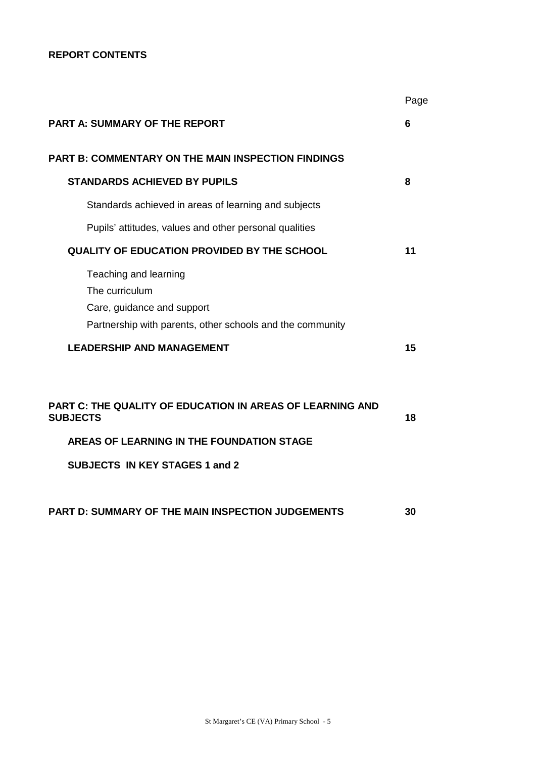**REPORT CONTENTS**

| | Page |
|---|---|
| **PART A: SUMMARY OF THE REPORT** | **6** |
| **PART B: COMMENTARY ON THE MAIN INSPECTION FINDINGS** | |
| **STANDARDS ACHIEVED BY PUPILS** | **8** |
| Standards achieved in areas of learning and subjects | |
| Pupils' attitudes, values and other personal qualities | |
| **QUALITY OF EDUCATION PROVIDED BY THE SCHOOL** | **11** |
| Teaching and learning | |
| The curriculum | |
| Care, guidance and support | |
| Partnership with parents, other schools and the community | |
| **LEADERSHIP AND MANAGEMENT** | **15** |
| **PART C: THE QUALITY OF EDUCATION IN AREAS OF LEARNING AND SUBJECTS** | **18** |
| **AREAS OF LEARNING IN THE FOUNDATION STAGE** | |
| **SUBJECTS IN KEY STAGES 1 and 2** | |
| **PART D: SUMMARY OF THE MAIN INSPECTION JUDGEMENTS** | **30** |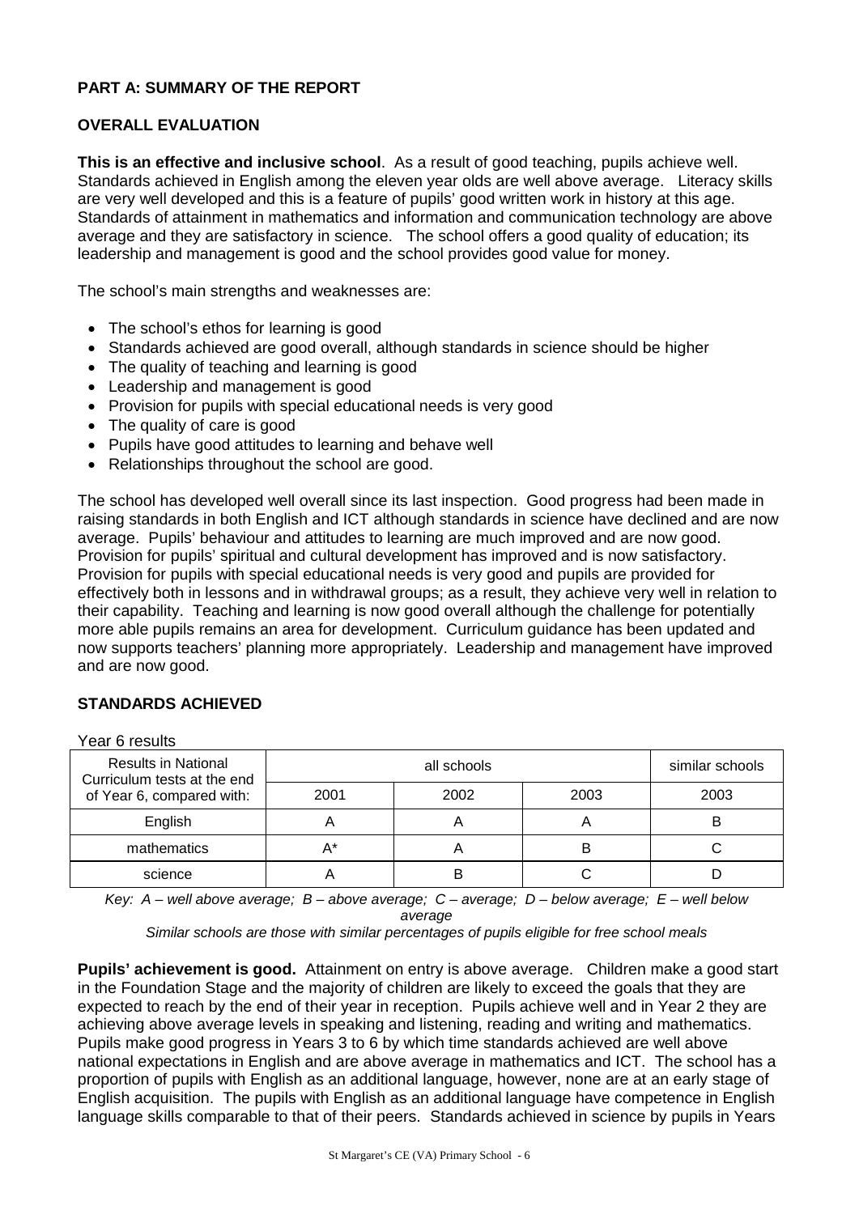## PART A: SUMMARY OF THE REPORT

### OVERALL EVALUATION

**This is an effective and inclusive school**. As a result of good teaching, pupils achieve well. Standards achieved in English among the eleven year olds are well above average. Literacy skills are very well developed and this is a feature of pupils' good written work in history at this age. Standards of attainment in mathematics and information and communication technology are above average and they are satisfactory in science. The school offers a good quality of education; its leadership and management is good and the school provides good value for money.

The school's main strengths and weaknesses are:

- The school's ethos for learning is good
- Standards achieved are good overall, although standards in science should be higher
- The quality of teaching and learning is good
- Leadership and management is good
- Provision for pupils with special educational needs is very good
- The quality of care is good
- Pupils have good attitudes to learning and behave well
- Relationships throughout the school are good.

The school has developed well overall since its last inspection. Good progress had been made in raising standards in both English and ICT although standards in science have declined and are now average. Pupils' behaviour and attitudes to learning are much improved and are now good. Provision for pupils' spiritual and cultural development has improved and is now satisfactory. Provision for pupils with special educational needs is very good and pupils are provided for effectively both in lessons and in withdrawal groups; as a result, they achieve very well in relation to their capability. Teaching and learning is now good overall although the challenge for potentially more able pupils remains an area for development. Curriculum guidance has been updated and now supports teachers' planning more appropriately. Leadership and management have improved and are now good.

### STANDARDS ACHIEVED

Year 6 results

| Results in National Curriculum tests at the end of Year 6, compared with: | all schools | | | similar schools |
|---|---|---|---|---|
| | 2001 | 2002 | 2003 | 2003 |
| English | A | A | A | B |
| mathematics | A* | A | B | C |
| science | A | B | C | D |

*Key: A – well above average; B – above average; C – average; D – below average; E – well below average*

*Similar schools are those with similar percentages of pupils eligible for free school meals*

**Pupils' achievement is good.** Attainment on entry is above average. Children make a good start in the Foundation Stage and the majority of children are likely to exceed the goals that they are expected to reach by the end of their year in reception. Pupils achieve well and in Year 2 they are achieving above average levels in speaking and listening, reading and writing and mathematics. Pupils make good progress in Years 3 to 6 by which time standards achieved are well above national expectations in English and are above average in mathematics and ICT. The school has a proportion of pupils with English as an additional language, however, none are at an early stage of English acquisition. The pupils with English as an additional language have competence in English language skills comparable to that of their peers. Standards achieved in science by pupils in Years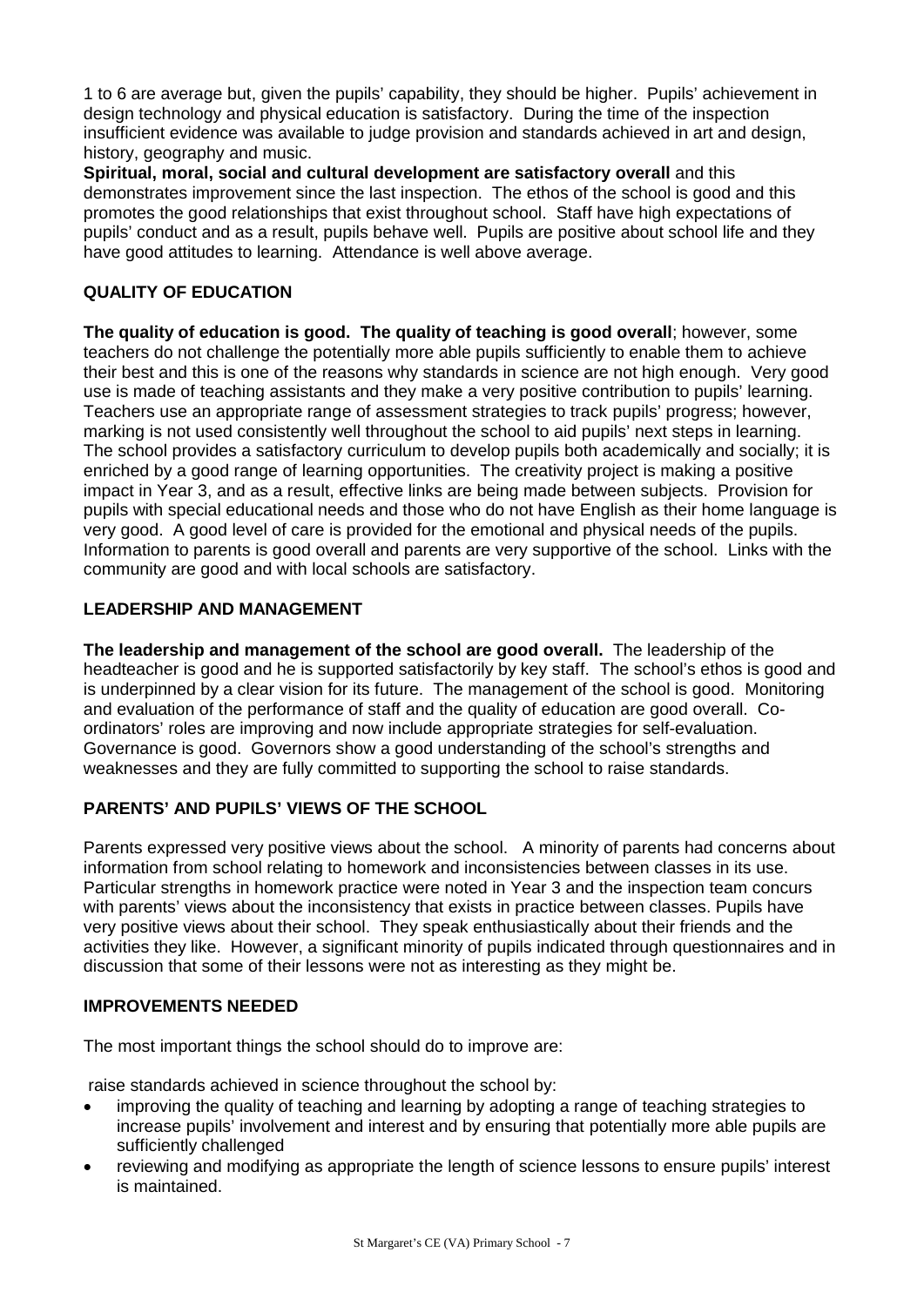1 to 6 are average but, given the pupils' capability, they should be higher. Pupils' achievement in design technology and physical education is satisfactory. During the time of the inspection insufficient evidence was available to judge provision and standards achieved in art and design, history, geography and music.

**Spiritual, moral, social and cultural development are satisfactory overall** and this demonstrates improvement since the last inspection. The ethos of the school is good and this promotes the good relationships that exist throughout school. Staff have high expectations of pupils' conduct and as a result, pupils behave well. Pupils are positive about school life and they have good attitudes to learning. Attendance is well above average.

## QUALITY OF EDUCATION

**The quality of education is good. The quality of teaching is good overall**; however, some teachers do not challenge the potentially more able pupils sufficiently to enable them to achieve their best and this is one of the reasons why standards in science are not high enough. Very good use is made of teaching assistants and they make a very positive contribution to pupils' learning. Teachers use an appropriate range of assessment strategies to track pupils' progress; however, marking is not used consistently well throughout the school to aid pupils' next steps in learning. The school provides a satisfactory curriculum to develop pupils both academically and socially; it is enriched by a good range of learning opportunities. The creativity project is making a positive impact in Year 3, and as a result, effective links are being made between subjects. Provision for pupils with special educational needs and those who do not have English as their home language is very good. A good level of care is provided for the emotional and physical needs of the pupils. Information to parents is good overall and parents are very supportive of the school. Links with the community are good and with local schools are satisfactory.

## LEADERSHIP AND MANAGEMENT

**The leadership and management of the school are good overall.** The leadership of the headteacher is good and he is supported satisfactorily by key staff. The school's ethos is good and is underpinned by a clear vision for its future. The management of the school is good. Monitoring and evaluation of the performance of staff and the quality of education are good overall. Co-ordinators' roles are improving and now include appropriate strategies for self-evaluation. Governance is good. Governors show a good understanding of the school's strengths and weaknesses and they are fully committed to supporting the school to raise standards.

## PARENTS' AND PUPILS' VIEWS OF THE SCHOOL

Parents expressed very positive views about the school. A minority of parents had concerns about information from school relating to homework and inconsistencies between classes in its use. Particular strengths in homework practice were noted in Year 3 and the inspection team concurs with parents' views about the inconsistency that exists in practice between classes. Pupils have very positive views about their school. They speak enthusiastically about their friends and the activities they like. However, a significant minority of pupils indicated through questionnaires and in discussion that some of their lessons were not as interesting as they might be.

## IMPROVEMENTS NEEDED

The most important things the school should do to improve are:

raise standards achieved in science throughout the school by:

- improving the quality of teaching and learning by adopting a range of teaching strategies to increase pupils' involvement and interest and by ensuring that potentially more able pupils are sufficiently challenged
- reviewing and modifying as appropriate the length of science lessons to ensure pupils' interest is maintained.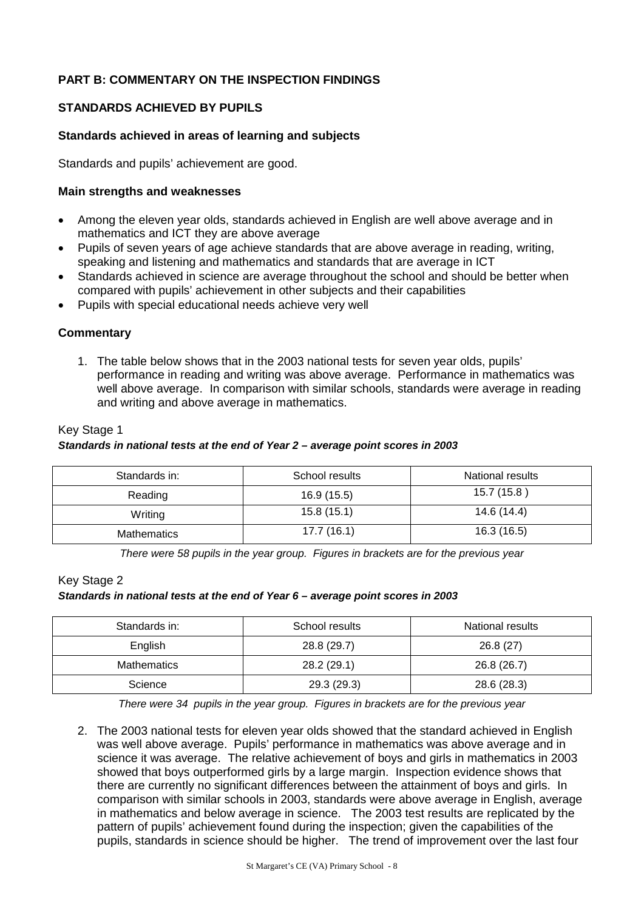## PART B: COMMENTARY ON THE INSPECTION FINDINGS

### STANDARDS ACHIEVED BY PUPILS

#### Standards achieved in areas of learning and subjects

Standards and pupils' achievement are good.

#### Main strengths and weaknesses

- Among the eleven year olds, standards achieved in English are well above average and in mathematics and ICT they are above average
- Pupils of seven years of age achieve standards that are above average in reading, writing, speaking and listening and mathematics and standards that are average in ICT
- Standards achieved in science are average throughout the school and should be better when compared with pupils' achievement in other subjects and their capabilities
- Pupils with special educational needs achieve very well

#### Commentary

1. The table below shows that in the 2003 national tests for seven year olds, pupils' performance in reading and writing was above average. Performance in mathematics was well above average. In comparison with similar schools, standards were average in reading and writing and above average in mathematics.

Key Stage 1

***Standards in national tests at the end of Year 2 – average point scores in 2003***

| Standards in: | School results | National results |
|---|---|---|
| Reading | 16.9 (15.5) | 15.7 (15.8 ) |
| Writing | 15.8 (15.1) | 14.6 (14.4) |
| Mathematics | 17.7 (16.1) | 16.3 (16.5) |

*There were 58 pupils in the year group. Figures in brackets are for the previous year*

Key Stage 2

***Standards in national tests at the end of Year 6 – average point scores in 2003***

| Standards in: | School results | National results |
|---|---|---|
| English | 28.8 (29.7) | 26.8 (27) |
| Mathematics | 28.2 (29.1) | 26.8 (26.7) |
| Science | 29.3 (29.3) | 28.6 (28.3) |

*There were 34 pupils in the year group. Figures in brackets are for the previous year*

2. The 2003 national tests for eleven year olds showed that the standard achieved in English was well above average. Pupils' performance in mathematics was above average and in science it was average. The relative achievement of boys and girls in mathematics in 2003 showed that boys outperformed girls by a large margin. Inspection evidence shows that there are currently no significant differences between the attainment of boys and girls. In comparison with similar schools in 2003, standards were above average in English, average in mathematics and below average in science. The 2003 test results are replicated by the pattern of pupils' achievement found during the inspection; given the capabilities of the pupils, standards in science should be higher. The trend of improvement over the last four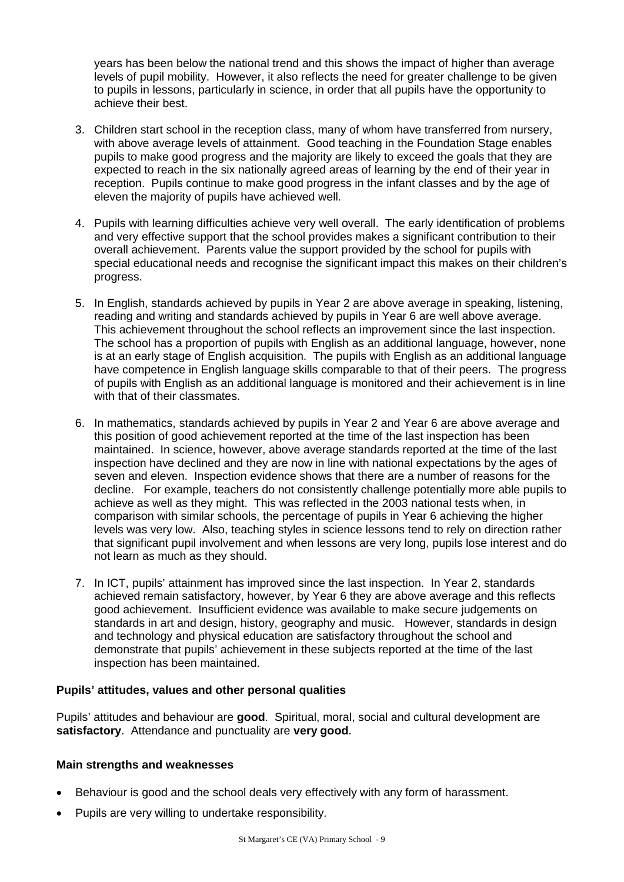years has been below the national trend and this shows the impact of higher than average levels of pupil mobility. However, it also reflects the need for greater challenge to be given to pupils in lessons, particularly in science, in order that all pupils have the opportunity to achieve their best.

3. Children start school in the reception class, many of whom have transferred from nursery, with above average levels of attainment. Good teaching in the Foundation Stage enables pupils to make good progress and the majority are likely to exceed the goals that they are expected to reach in the six nationally agreed areas of learning by the end of their year in reception. Pupils continue to make good progress in the infant classes and by the age of eleven the majority of pupils have achieved well.

4. Pupils with learning difficulties achieve very well overall. The early identification of problems and very effective support that the school provides makes a significant contribution to their overall achievement. Parents value the support provided by the school for pupils with special educational needs and recognise the significant impact this makes on their children's progress.

5. In English, standards achieved by pupils in Year 2 are above average in speaking, listening, reading and writing and standards achieved by pupils in Year 6 are well above average. This achievement throughout the school reflects an improvement since the last inspection. The school has a proportion of pupils with English as an additional language, however, none is at an early stage of English acquisition. The pupils with English as an additional language have competence in English language skills comparable to that of their peers. The progress of pupils with English as an additional language is monitored and their achievement is in line with that of their classmates.

6. In mathematics, standards achieved by pupils in Year 2 and Year 6 are above average and this position of good achievement reported at the time of the last inspection has been maintained. In science, however, above average standards reported at the time of the last inspection have declined and they are now in line with national expectations by the ages of seven and eleven. Inspection evidence shows that there are a number of reasons for the decline. For example, teachers do not consistently challenge potentially more able pupils to achieve as well as they might. This was reflected in the 2003 national tests when, in comparison with similar schools, the percentage of pupils in Year 6 achieving the higher levels was very low. Also, teaching styles in science lessons tend to rely on direction rather that significant pupil involvement and when lessons are very long, pupils lose interest and do not learn as much as they should.

7. In ICT, pupils' attainment has improved since the last inspection. In Year 2, standards achieved remain satisfactory, however, by Year 6 they are above average and this reflects good achievement. Insufficient evidence was available to make secure judgements on standards in art and design, history, geography and music. However, standards in design and technology and physical education are satisfactory throughout the school and demonstrate that pupils' achievement in these subjects reported at the time of the last inspection has been maintained.

### Pupils' attitudes, values and other personal qualities

Pupils' attitudes and behaviour are **good**. Spiritual, moral, social and cultural development are **satisfactory**. Attendance and punctuality are **very good**.

### Main strengths and weaknesses

- Behaviour is good and the school deals very effectively with any form of harassment.
- Pupils are very willing to undertake responsibility.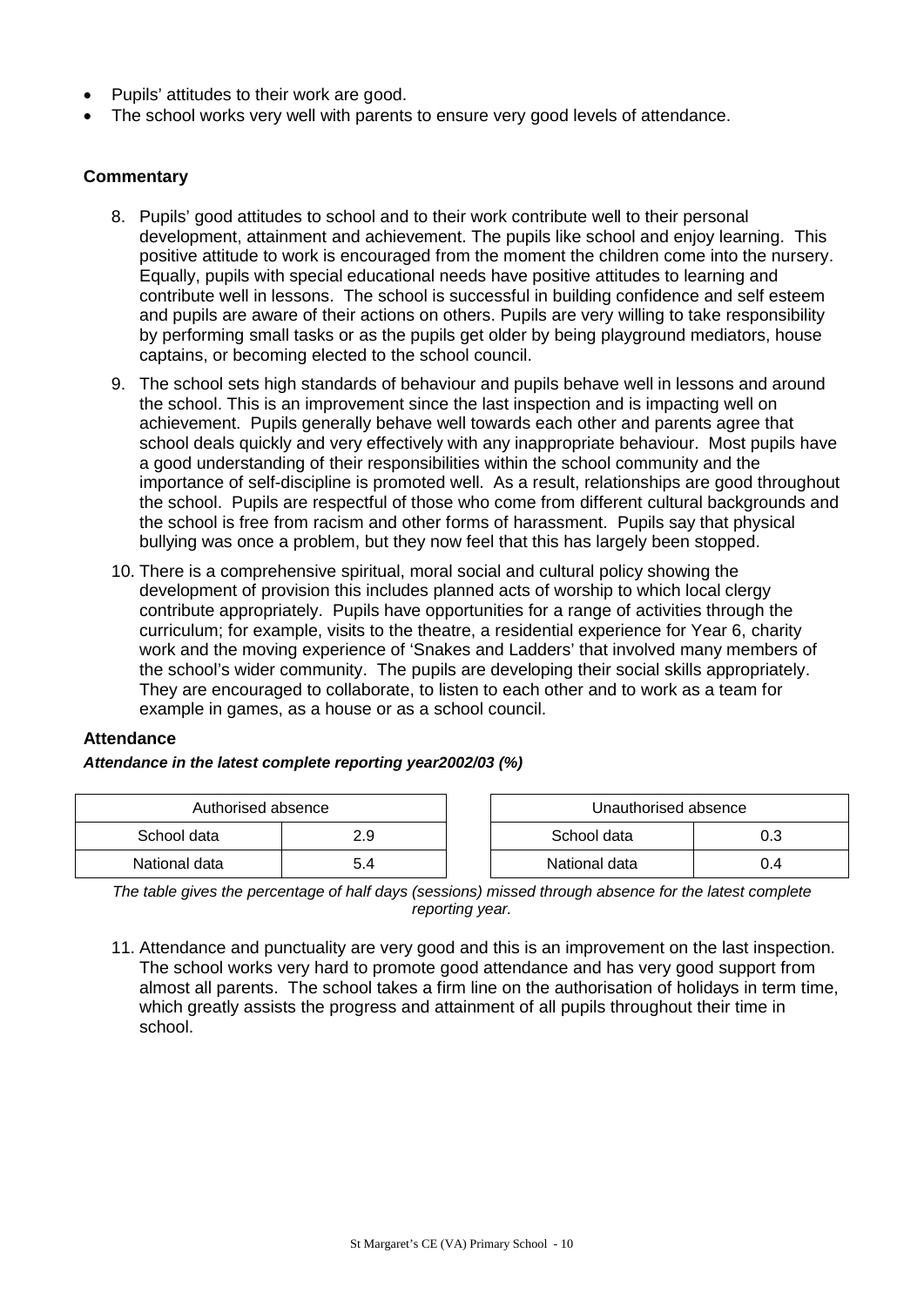- Pupils' attitudes to their work are good.
- The school works very well with parents to ensure very good levels of attendance.

### Commentary

8. Pupils' good attitudes to school and to their work contribute well to their personal development, attainment and achievement. The pupils like school and enjoy learning. This positive attitude to work is encouraged from the moment the children come into the nursery. Equally, pupils with special educational needs have positive attitudes to learning and contribute well in lessons. The school is successful in building confidence and self esteem and pupils are aware of their actions on others. Pupils are very willing to take responsibility by performing small tasks or as the pupils get older by being playground mediators, house captains, or becoming elected to the school council.

9. The school sets high standards of behaviour and pupils behave well in lessons and around the school. This is an improvement since the last inspection and is impacting well on achievement. Pupils generally behave well towards each other and parents agree that school deals quickly and very effectively with any inappropriate behaviour. Most pupils have a good understanding of their responsibilities within the school community and the importance of self-discipline is promoted well. As a result, relationships are good throughout the school. Pupils are respectful of those who come from different cultural backgrounds and the school is free from racism and other forms of harassment. Pupils say that physical bullying was once a problem, but they now feel that this has largely been stopped.

10. There is a comprehensive spiritual, moral social and cultural policy showing the development of provision this includes planned acts of worship to which local clergy contribute appropriately. Pupils have opportunities for a range of activities through the curriculum; for example, visits to the theatre, a residential experience for Year 6, charity work and the moving experience of 'Snakes and Ladders' that involved many members of the school's wider community. The pupils are developing their social skills appropriately. They are encouraged to collaborate, to listen to each other and to work as a team for example in games, as a house or as a school council.

### Attendance

***Attendance in the latest complete reporting year2002/03 (%)***

| Authorised absence | |
|---|---|
| School data | 2.9 |
| National data | 5.4 |

| Unauthorised absence | |
|---|---|
| School data | 0.3 |
| National data | 0.4 |

*The table gives the percentage of half days (sessions) missed through absence for the latest complete reporting year.*

11. Attendance and punctuality are very good and this is an improvement on the last inspection. The school works very hard to promote good attendance and has very good support from almost all parents. The school takes a firm line on the authorisation of holidays in term time, which greatly assists the progress and attainment of all pupils throughout their time in school.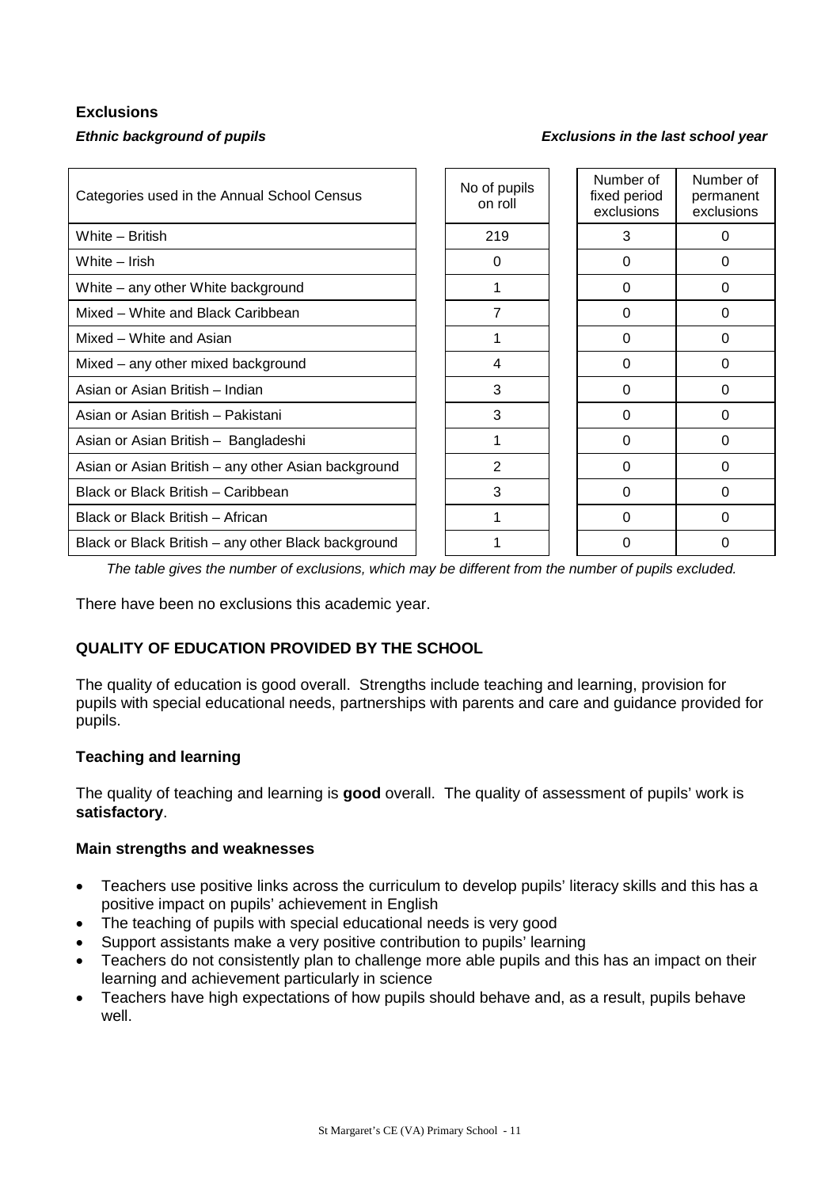## Exclusions

***Ethnic background of pupils*** ***Exclusions in the last school year***

| Categories used in the Annual School Census | No of pupils on roll | Number of fixed period exclusions | Number of permanent exclusions |
|---|---|---|---|
| White – British | 219 | 3 | 0 |
| White – Irish | 0 | 0 | 0 |
| White – any other White background | 1 | 0 | 0 |
| Mixed – White and Black Caribbean | 7 | 0 | 0 |
| Mixed – White and Asian | 1 | 0 | 0 |
| Mixed – any other mixed background | 4 | 0 | 0 |
| Asian or Asian British – Indian | 3 | 0 | 0 |
| Asian or Asian British – Pakistani | 3 | 0 | 0 |
| Asian or Asian British – Bangladeshi | 1 | 0 | 0 |
| Asian or Asian British – any other Asian background | 2 | 0 | 0 |
| Black or Black British – Caribbean | 3 | 0 | 0 |
| Black or Black British – African | 1 | 0 | 0 |
| Black or Black British – any other Black background | 1 | 0 | 0 |

*The table gives the number of exclusions, which may be different from the number of pupils excluded.*

There have been no exclusions this academic year.

## QUALITY OF EDUCATION PROVIDED BY THE SCHOOL

The quality of education is good overall. Strengths include teaching and learning, provision for pupils with special educational needs, partnerships with parents and care and guidance provided for pupils.

### Teaching and learning

The quality of teaching and learning is **good** overall. The quality of assessment of pupils' work is **satisfactory**.

#### Main strengths and weaknesses

- Teachers use positive links across the curriculum to develop pupils' literacy skills and this has a positive impact on pupils' achievement in English
- The teaching of pupils with special educational needs is very good
- Support assistants make a very positive contribution to pupils' learning
- Teachers do not consistently plan to challenge more able pupils and this has an impact on their learning and achievement particularly in science
- Teachers have high expectations of how pupils should behave and, as a result, pupils behave well.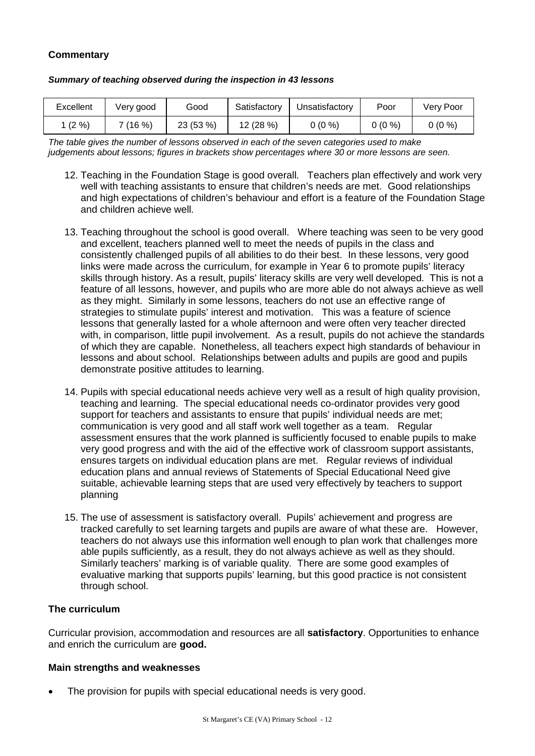### Commentary

***Summary of teaching observed during the inspection in 43 lessons***

| Excellent | Very good | Good | Satisfactory | Unsatisfactory | Poor | Very Poor |
|---|---|---|---|---|---|---|
| 1 (2 %) | 7 (16 %) | 23 (53 %) | 12 (28 %) | 0 (0 %) | 0 (0 %) | 0 (0 %) |

*The table gives the number of lessons observed in each of the seven categories used to make judgements about lessons; figures in brackets show percentages where 30 or more lessons are seen.*

12. Teaching in the Foundation Stage is good overall. Teachers plan effectively and work very well with teaching assistants to ensure that children's needs are met. Good relationships and high expectations of children's behaviour and effort is a feature of the Foundation Stage and children achieve well.

13. Teaching throughout the school is good overall. Where teaching was seen to be very good and excellent, teachers planned well to meet the needs of pupils in the class and consistently challenged pupils of all abilities to do their best. In these lessons, very good links were made across the curriculum, for example in Year 6 to promote pupils' literacy skills through history. As a result, pupils' literacy skills are very well developed. This is not a feature of all lessons, however, and pupils who are more able do not always achieve as well as they might. Similarly in some lessons, teachers do not use an effective range of strategies to stimulate pupils' interest and motivation. This was a feature of science lessons that generally lasted for a whole afternoon and were often very teacher directed with, in comparison, little pupil involvement. As a result, pupils do not achieve the standards of which they are capable. Nonetheless, all teachers expect high standards of behaviour in lessons and about school. Relationships between adults and pupils are good and pupils demonstrate positive attitudes to learning.

14. Pupils with special educational needs achieve very well as a result of high quality provision, teaching and learning. The special educational needs co-ordinator provides very good support for teachers and assistants to ensure that pupils' individual needs are met; communication is very good and all staff work well together as a team. Regular assessment ensures that the work planned is sufficiently focused to enable pupils to make very good progress and with the aid of the effective work of classroom support assistants, ensures targets on individual education plans are met. Regular reviews of individual education plans and annual reviews of Statements of Special Educational Need give suitable, achievable learning steps that are used very effectively by teachers to support planning

15. The use of assessment is satisfactory overall. Pupils' achievement and progress are tracked carefully to set learning targets and pupils are aware of what these are. However, teachers do not always use this information well enough to plan work that challenges more able pupils sufficiently, as a result, they do not always achieve as well as they should. Similarly teachers' marking is of variable quality. There are some good examples of evaluative marking that supports pupils' learning, but this good practice is not consistent through school.

### The curriculum

Curricular provision, accommodation and resources are all **satisfactory**. Opportunities to enhance and enrich the curriculum are **good.**

#### Main strengths and weaknesses

- The provision for pupils with special educational needs is very good.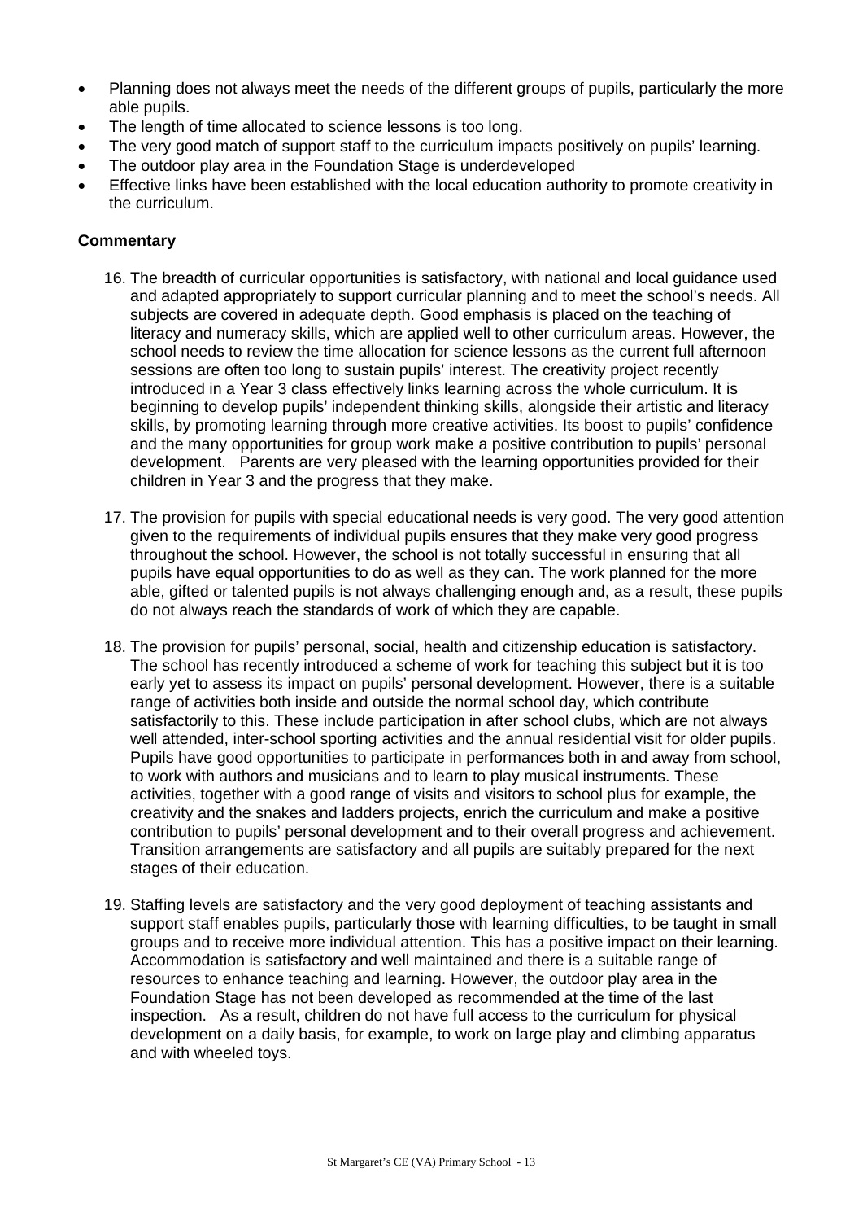- Planning does not always meet the needs of the different groups of pupils, particularly the more able pupils.
- The length of time allocated to science lessons is too long.
- The very good match of support staff to the curriculum impacts positively on pupils' learning.
- The outdoor play area in the Foundation Stage is underdeveloped
- Effective links have been established with the local education authority to promote creativity in the curriculum.

**Commentary**

16. The breadth of curricular opportunities is satisfactory, with national and local guidance used and adapted appropriately to support curricular planning and to meet the school's needs. All subjects are covered in adequate depth. Good emphasis is placed on the teaching of literacy and numeracy skills, which are applied well to other curriculum areas. However, the school needs to review the time allocation for science lessons as the current full afternoon sessions are often too long to sustain pupils' interest. The creativity project recently introduced in a Year 3 class effectively links learning across the whole curriculum. It is beginning to develop pupils' independent thinking skills, alongside their artistic and literacy skills, by promoting learning through more creative activities. Its boost to pupils' confidence and the many opportunities for group work make a positive contribution to pupils' personal development. Parents are very pleased with the learning opportunities provided for their children in Year 3 and the progress that they make.

17. The provision for pupils with special educational needs is very good. The very good attention given to the requirements of individual pupils ensures that they make very good progress throughout the school. However, the school is not totally successful in ensuring that all pupils have equal opportunities to do as well as they can. The work planned for the more able, gifted or talented pupils is not always challenging enough and, as a result, these pupils do not always reach the standards of work of which they are capable.

18. The provision for pupils' personal, social, health and citizenship education is satisfactory. The school has recently introduced a scheme of work for teaching this subject but it is too early yet to assess its impact on pupils' personal development. However, there is a suitable range of activities both inside and outside the normal school day, which contribute satisfactorily to this. These include participation in after school clubs, which are not always well attended, inter-school sporting activities and the annual residential visit for older pupils. Pupils have good opportunities to participate in performances both in and away from school, to work with authors and musicians and to learn to play musical instruments. These activities, together with a good range of visits and visitors to school plus for example, the creativity and the snakes and ladders projects, enrich the curriculum and make a positive contribution to pupils' personal development and to their overall progress and achievement. Transition arrangements are satisfactory and all pupils are suitably prepared for the next stages of their education.

19. Staffing levels are satisfactory and the very good deployment of teaching assistants and support staff enables pupils, particularly those with learning difficulties, to be taught in small groups and to receive more individual attention. This has a positive impact on their learning. Accommodation is satisfactory and well maintained and there is a suitable range of resources to enhance teaching and learning. However, the outdoor play area in the Foundation Stage has not been developed as recommended at the time of the last inspection. As a result, children do not have full access to the curriculum for physical development on a daily basis, for example, to work on large play and climbing apparatus and with wheeled toys.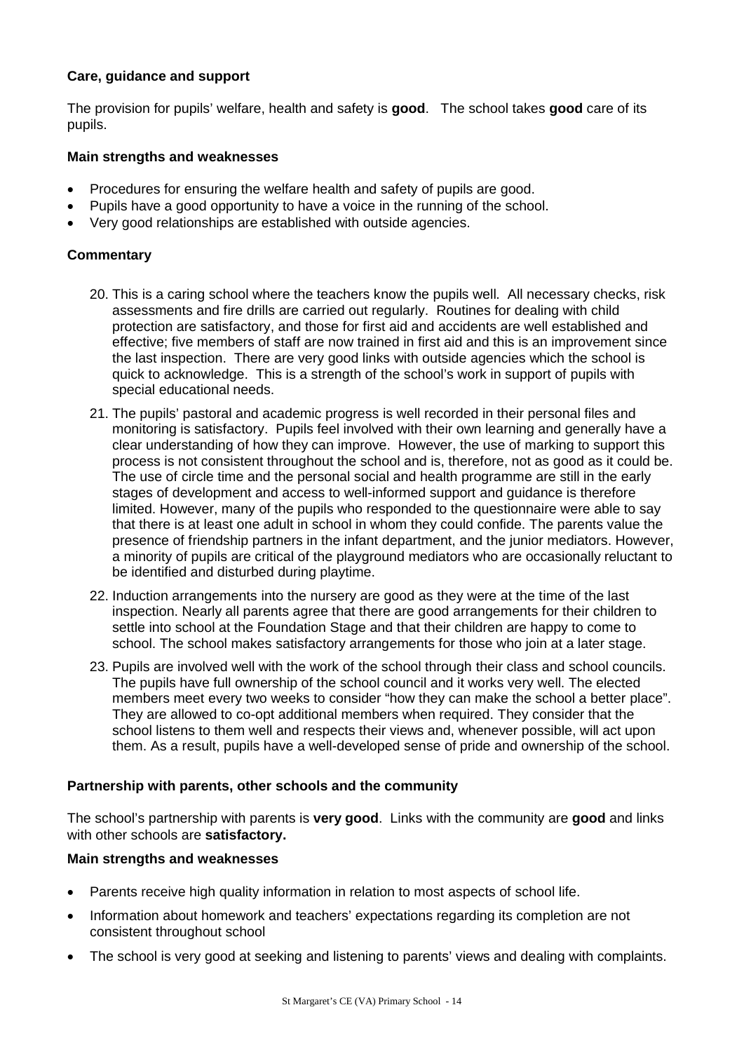### Care, guidance and support

The provision for pupils' welfare, health and safety is **good**. The school takes **good** care of its pupils.

#### Main strengths and weaknesses

- Procedures for ensuring the welfare health and safety of pupils are good.
- Pupils have a good opportunity to have a voice in the running of the school.
- Very good relationships are established with outside agencies.

#### Commentary

20. This is a caring school where the teachers know the pupils well. All necessary checks, risk assessments and fire drills are carried out regularly. Routines for dealing with child protection are satisfactory, and those for first aid and accidents are well established and effective; five members of staff are now trained in first aid and this is an improvement since the last inspection. There are very good links with outside agencies which the school is quick to acknowledge. This is a strength of the school's work in support of pupils with special educational needs.
21. The pupils' pastoral and academic progress is well recorded in their personal files and monitoring is satisfactory. Pupils feel involved with their own learning and generally have a clear understanding of how they can improve. However, the use of marking to support this process is not consistent throughout the school and is, therefore, not as good as it could be. The use of circle time and the personal social and health programme are still in the early stages of development and access to well-informed support and guidance is therefore limited. However, many of the pupils who responded to the questionnaire were able to say that there is at least one adult in school in whom they could confide. The parents value the presence of friendship partners in the infant department, and the junior mediators. However, a minority of pupils are critical of the playground mediators who are occasionally reluctant to be identified and disturbed during playtime.
22. Induction arrangements into the nursery are good as they were at the time of the last inspection. Nearly all parents agree that there are good arrangements for their children to settle into school at the Foundation Stage and that their children are happy to come to school. The school makes satisfactory arrangements for those who join at a later stage.
23. Pupils are involved well with the work of the school through their class and school councils. The pupils have full ownership of the school council and it works very well. The elected members meet every two weeks to consider "how they can make the school a better place". They are allowed to co-opt additional members when required. They consider that the school listens to them well and respects their views and, whenever possible, will act upon them. As a result, pupils have a well-developed sense of pride and ownership of the school.

### Partnership with parents, other schools and the community

The school's partnership with parents is **very good**. Links with the community are **good** and links with other schools are **satisfactory.**

#### Main strengths and weaknesses

- Parents receive high quality information in relation to most aspects of school life.
- Information about homework and teachers' expectations regarding its completion are not consistent throughout school
- The school is very good at seeking and listening to parents' views and dealing with complaints.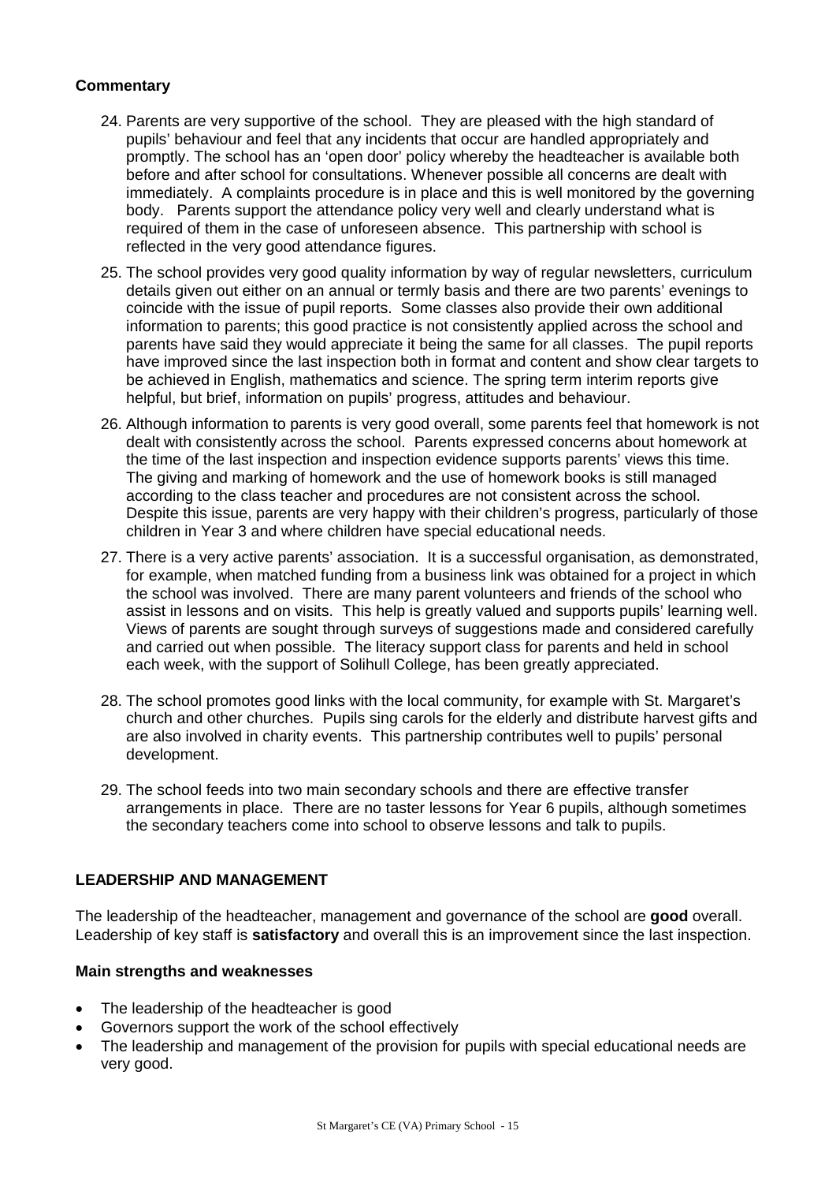### Commentary

24. Parents are very supportive of the school. They are pleased with the high standard of pupils' behaviour and feel that any incidents that occur are handled appropriately and promptly. The school has an 'open door' policy whereby the headteacher is available both before and after school for consultations. Whenever possible all concerns are dealt with immediately. A complaints procedure is in place and this is well monitored by the governing body. Parents support the attendance policy very well and clearly understand what is required of them in the case of unforeseen absence. This partnership with school is reflected in the very good attendance figures.

25. The school provides very good quality information by way of regular newsletters, curriculum details given out either on an annual or termly basis and there are two parents' evenings to coincide with the issue of pupil reports. Some classes also provide their own additional information to parents; this good practice is not consistently applied across the school and parents have said they would appreciate it being the same for all classes. The pupil reports have improved since the last inspection both in format and content and show clear targets to be achieved in English, mathematics and science. The spring term interim reports give helpful, but brief, information on pupils' progress, attitudes and behaviour.

26. Although information to parents is very good overall, some parents feel that homework is not dealt with consistently across the school. Parents expressed concerns about homework at the time of the last inspection and inspection evidence supports parents' views this time. The giving and marking of homework and the use of homework books is still managed according to the class teacher and procedures are not consistent across the school. Despite this issue, parents are very happy with their children's progress, particularly of those children in Year 3 and where children have special educational needs.

27. There is a very active parents' association. It is a successful organisation, as demonstrated, for example, when matched funding from a business link was obtained for a project in which the school was involved. There are many parent volunteers and friends of the school who assist in lessons and on visits. This help is greatly valued and supports pupils' learning well. Views of parents are sought through surveys of suggestions made and considered carefully and carried out when possible. The literacy support class for parents and held in school each week, with the support of Solihull College, has been greatly appreciated.

28. The school promotes good links with the local community, for example with St. Margaret's church and other churches. Pupils sing carols for the elderly and distribute harvest gifts and are also involved in charity events. This partnership contributes well to pupils' personal development.

29. The school feeds into two main secondary schools and there are effective transfer arrangements in place. There are no taster lessons for Year 6 pupils, although sometimes the secondary teachers come into school to observe lessons and talk to pupils.

## LEADERSHIP AND MANAGEMENT

The leadership of the headteacher, management and governance of the school are **good** overall. Leadership of key staff is **satisfactory** and overall this is an improvement since the last inspection.

### Main strengths and weaknesses

- The leadership of the headteacher is good
- Governors support the work of the school effectively
- The leadership and management of the provision for pupils with special educational needs are very good.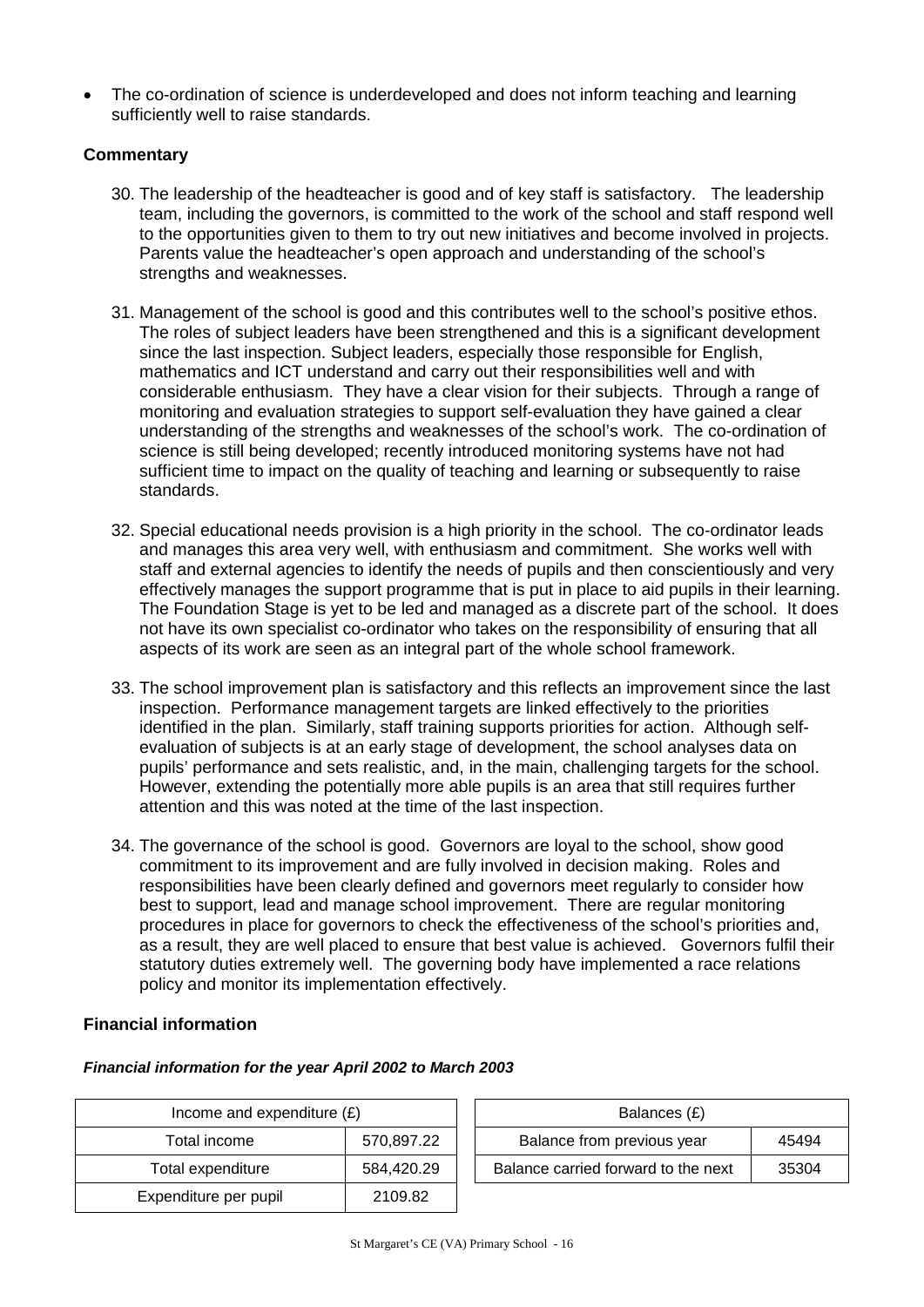- The co-ordination of science is underdeveloped and does not inform teaching and learning sufficiently well to raise standards.

### Commentary

30. The leadership of the headteacher is good and of key staff is satisfactory. The leadership team, including the governors, is committed to the work of the school and staff respond well to the opportunities given to them to try out new initiatives and become involved in projects. Parents value the headteacher's open approach and understanding of the school's strengths and weaknesses.

31. Management of the school is good and this contributes well to the school's positive ethos. The roles of subject leaders have been strengthened and this is a significant development since the last inspection. Subject leaders, especially those responsible for English, mathematics and ICT understand and carry out their responsibilities well and with considerable enthusiasm. They have a clear vision for their subjects. Through a range of monitoring and evaluation strategies to support self-evaluation they have gained a clear understanding of the strengths and weaknesses of the school's work. The co-ordination of science is still being developed; recently introduced monitoring systems have not had sufficient time to impact on the quality of teaching and learning or subsequently to raise standards.

32. Special educational needs provision is a high priority in the school. The co-ordinator leads and manages this area very well, with enthusiasm and commitment. She works well with staff and external agencies to identify the needs of pupils and then conscientiously and very effectively manages the support programme that is put in place to aid pupils in their learning. The Foundation Stage is yet to be led and managed as a discrete part of the school. It does not have its own specialist co-ordinator who takes on the responsibility of ensuring that all aspects of its work are seen as an integral part of the whole school framework.

33. The school improvement plan is satisfactory and this reflects an improvement since the last inspection. Performance management targets are linked effectively to the priorities identified in the plan. Similarly, staff training supports priorities for action. Although self-evaluation of subjects is at an early stage of development, the school analyses data on pupils' performance and sets realistic, and, in the main, challenging targets for the school. However, extending the potentially more able pupils is an area that still requires further attention and this was noted at the time of the last inspection.

34. The governance of the school is good. Governors are loyal to the school, show good commitment to its improvement and are fully involved in decision making. Roles and responsibilities have been clearly defined and governors meet regularly to consider how best to support, lead and manage school improvement. There are regular monitoring procedures in place for governors to check the effectiveness of the school's priorities and, as a result, they are well placed to ensure that best value is achieved. Governors fulfil their statutory duties extremely well. The governing body have implemented a race relations policy and monitor its implementation effectively.

### Financial information

***Financial information for the year April 2002 to March 2003***

| Income and expenditure (£) | |
|---|---|
| Total income | 570,897.22 |
| Total expenditure | 584,420.29 |
| Expenditure per pupil | 2109.82 |

| Balances (£) | |
|---|---|
| Balance from previous year | 45494 |
| Balance carried forward to the next | 35304 |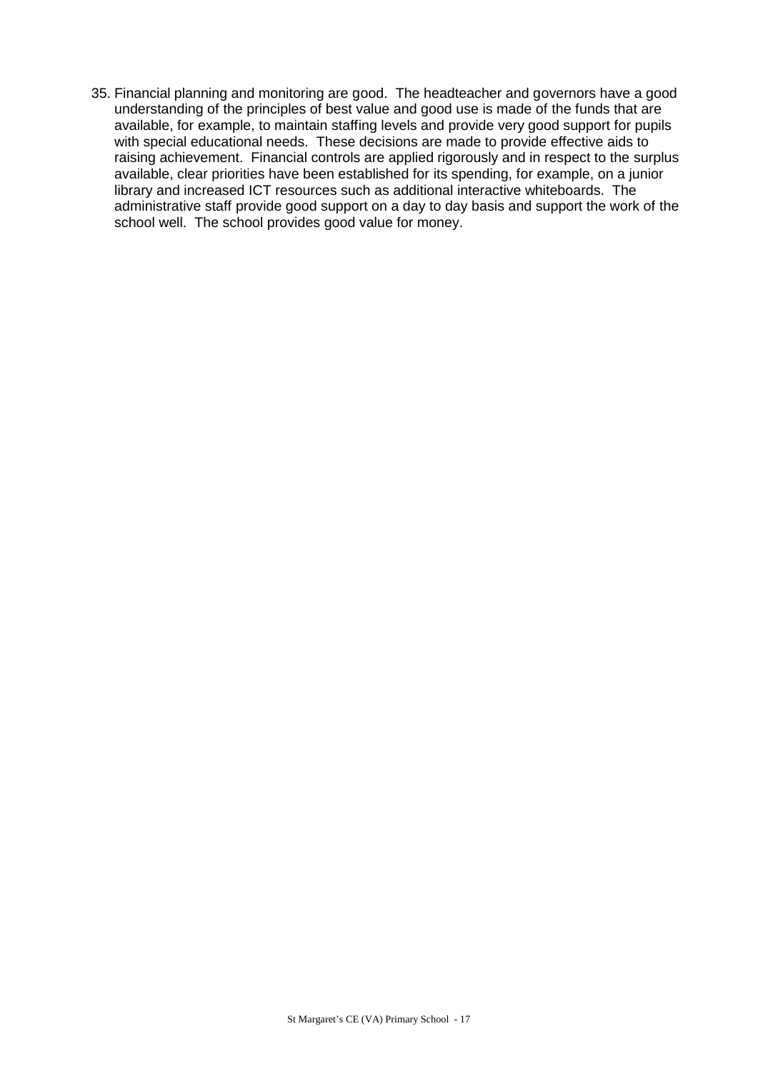35. Financial planning and monitoring are good. The headteacher and governors have a good understanding of the principles of best value and good use is made of the funds that are available, for example, to maintain staffing levels and provide very good support for pupils with special educational needs. These decisions are made to provide effective aids to raising achievement. Financial controls are applied rigorously and in respect to the surplus available, clear priorities have been established for its spending, for example, on a junior library and increased ICT resources such as additional interactive whiteboards. The administrative staff provide good support on a day to day basis and support the work of the school well. The school provides good value for money.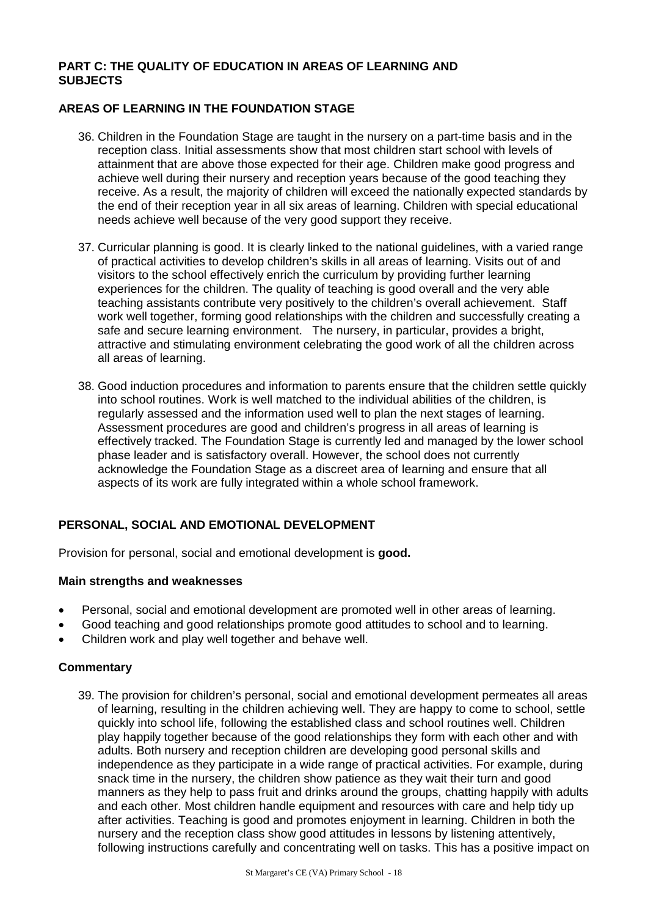## PART C: THE QUALITY OF EDUCATION IN AREAS OF LEARNING AND SUBJECTS

### AREAS OF LEARNING IN THE FOUNDATION STAGE

36. Children in the Foundation Stage are taught in the nursery on a part-time basis and in the reception class. Initial assessments show that most children start school with levels of attainment that are above those expected for their age. Children make good progress and achieve well during their nursery and reception years because of the good teaching they receive. As a result, the majority of children will exceed the nationally expected standards by the end of their reception year in all six areas of learning. Children with special educational needs achieve well because of the very good support they receive.

37. Curricular planning is good. It is clearly linked to the national guidelines, with a varied range of practical activities to develop children's skills in all areas of learning. Visits out of and visitors to the school effectively enrich the curriculum by providing further learning experiences for the children. The quality of teaching is good overall and the very able teaching assistants contribute very positively to the children's overall achievement. Staff work well together, forming good relationships with the children and successfully creating a safe and secure learning environment. The nursery, in particular, provides a bright, attractive and stimulating environment celebrating the good work of all the children across all areas of learning.

38. Good induction procedures and information to parents ensure that the children settle quickly into school routines. Work is well matched to the individual abilities of the children, is regularly assessed and the information used well to plan the next stages of learning. Assessment procedures are good and children's progress in all areas of learning is effectively tracked. The Foundation Stage is currently led and managed by the lower school phase leader and is satisfactory overall. However, the school does not currently acknowledge the Foundation Stage as a discreet area of learning and ensure that all aspects of its work are fully integrated within a whole school framework.

### PERSONAL, SOCIAL AND EMOTIONAL DEVELOPMENT

Provision for personal, social and emotional development is **good.**

#### Main strengths and weaknesses

- Personal, social and emotional development are promoted well in other areas of learning.
- Good teaching and good relationships promote good attitudes to school and to learning.
- Children work and play well together and behave well.

#### Commentary

39. The provision for children's personal, social and emotional development permeates all areas of learning, resulting in the children achieving well. They are happy to come to school, settle quickly into school life, following the established class and school routines well. Children play happily together because of the good relationships they form with each other and with adults. Both nursery and reception children are developing good personal skills and independence as they participate in a wide range of practical activities. For example, during snack time in the nursery, the children show patience as they wait their turn and good manners as they help to pass fruit and drinks around the groups, chatting happily with adults and each other. Most children handle equipment and resources with care and help tidy up after activities. Teaching is good and promotes enjoyment in learning. Children in both the nursery and the reception class show good attitudes in lessons by listening attentively, following instructions carefully and concentrating well on tasks. This has a positive impact on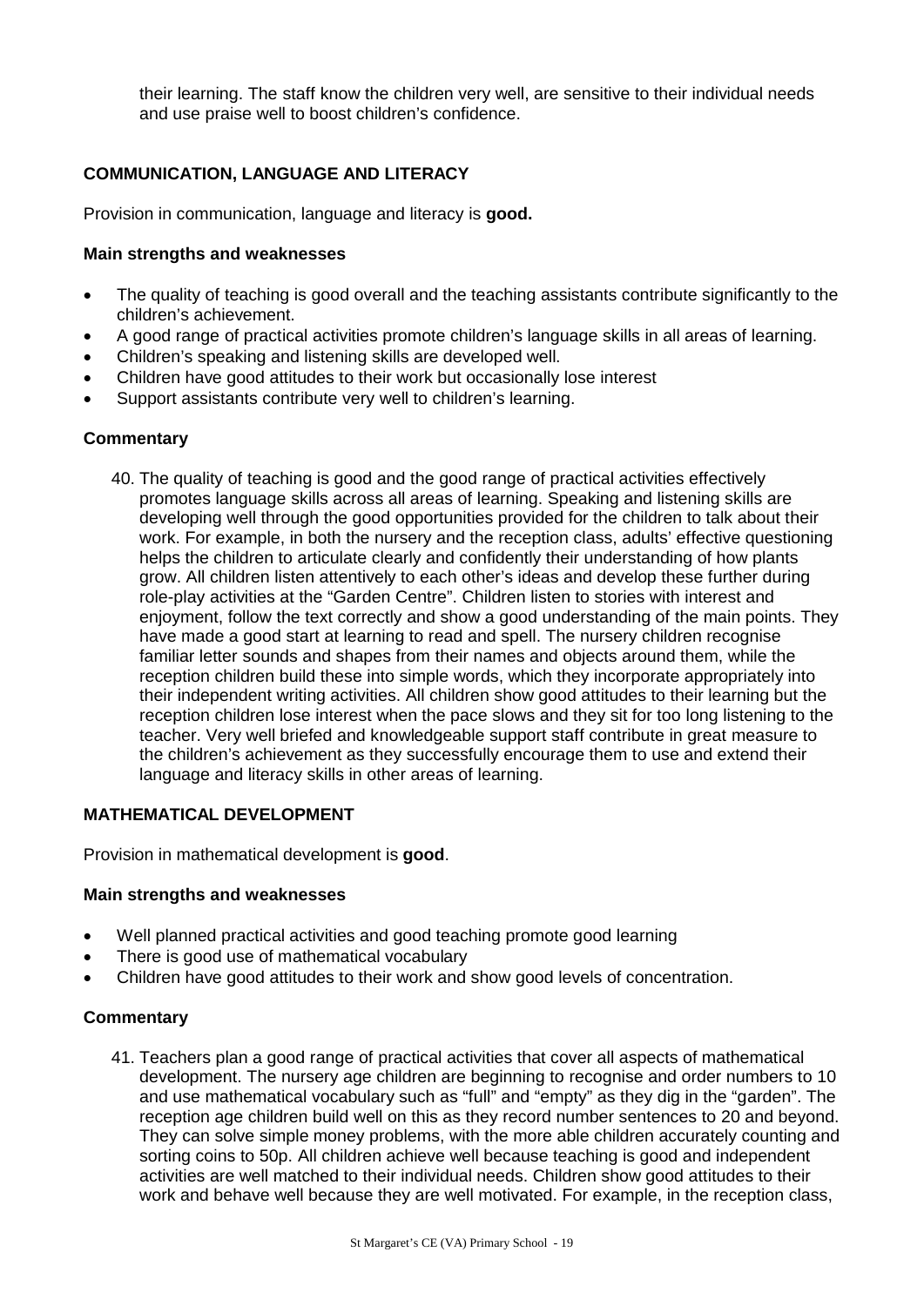their learning. The staff know the children very well, are sensitive to their individual needs and use praise well to boost children's confidence.

### COMMUNICATION, LANGUAGE AND LITERACY

Provision in communication, language and literacy is **good.**

#### Main strengths and weaknesses

- The quality of teaching is good overall and the teaching assistants contribute significantly to the children's achievement.
- A good range of practical activities promote children's language skills in all areas of learning.
- Children's speaking and listening skills are developed well.
- Children have good attitudes to their work but occasionally lose interest
- Support assistants contribute very well to children's learning.

#### Commentary

40. The quality of teaching is good and the good range of practical activities effectively promotes language skills across all areas of learning. Speaking and listening skills are developing well through the good opportunities provided for the children to talk about their work. For example, in both the nursery and the reception class, adults' effective questioning helps the children to articulate clearly and confidently their understanding of how plants grow. All children listen attentively to each other's ideas and develop these further during role-play activities at the "Garden Centre". Children listen to stories with interest and enjoyment, follow the text correctly and show a good understanding of the main points. They have made a good start at learning to read and spell. The nursery children recognise familiar letter sounds and shapes from their names and objects around them, while the reception children build these into simple words, which they incorporate appropriately into their independent writing activities. All children show good attitudes to their learning but the reception children lose interest when the pace slows and they sit for too long listening to the teacher. Very well briefed and knowledgeable support staff contribute in great measure to the children's achievement as they successfully encourage them to use and extend their language and literacy skills in other areas of learning.

### MATHEMATICAL DEVELOPMENT

Provision in mathematical development is **good**.

#### Main strengths and weaknesses

- Well planned practical activities and good teaching promote good learning
- There is good use of mathematical vocabulary
- Children have good attitudes to their work and show good levels of concentration.

#### Commentary

41. Teachers plan a good range of practical activities that cover all aspects of mathematical development. The nursery age children are beginning to recognise and order numbers to 10 and use mathematical vocabulary such as "full" and "empty" as they dig in the "garden". The reception age children build well on this as they record number sentences to 20 and beyond. They can solve simple money problems, with the more able children accurately counting and sorting coins to 50p. All children achieve well because teaching is good and independent activities are well matched to their individual needs. Children show good attitudes to their work and behave well because they are well motivated. For example, in the reception class,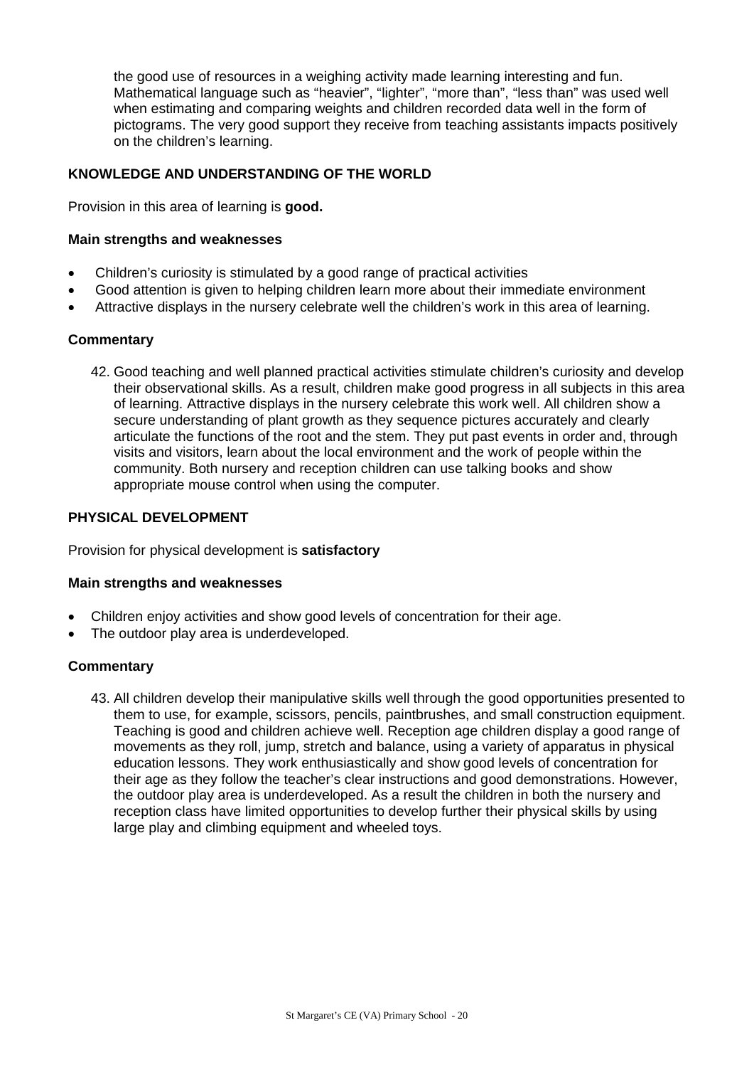the good use of resources in a weighing activity made learning interesting and fun. Mathematical language such as "heavier", "lighter", "more than", "less than" was used well when estimating and comparing weights and children recorded data well in the form of pictograms. The very good support they receive from teaching assistants impacts positively on the children's learning.

## KNOWLEDGE AND UNDERSTANDING OF THE WORLD

Provision in this area of learning is **good.**

### Main strengths and weaknesses

- Children's curiosity is stimulated by a good range of practical activities
- Good attention is given to helping children learn more about their immediate environment
- Attractive displays in the nursery celebrate well the children's work in this area of learning.

### Commentary

42. Good teaching and well planned practical activities stimulate children's curiosity and develop their observational skills. As a result, children make good progress in all subjects in this area of learning. Attractive displays in the nursery celebrate this work well. All children show a secure understanding of plant growth as they sequence pictures accurately and clearly articulate the functions of the root and the stem. They put past events in order and, through visits and visitors, learn about the local environment and the work of people within the community. Both nursery and reception children can use talking books and show appropriate mouse control when using the computer.

## PHYSICAL DEVELOPMENT

Provision for physical development is **satisfactory**

### Main strengths and weaknesses

- Children enjoy activities and show good levels of concentration for their age.
- The outdoor play area is underdeveloped.

### Commentary

43. All children develop their manipulative skills well through the good opportunities presented to them to use, for example, scissors, pencils, paintbrushes, and small construction equipment. Teaching is good and children achieve well. Reception age children display a good range of movements as they roll, jump, stretch and balance, using a variety of apparatus in physical education lessons. They work enthusiastically and show good levels of concentration for their age as they follow the teacher's clear instructions and good demonstrations. However, the outdoor play area is underdeveloped. As a result the children in both the nursery and reception class have limited opportunities to develop further their physical skills by using large play and climbing equipment and wheeled toys.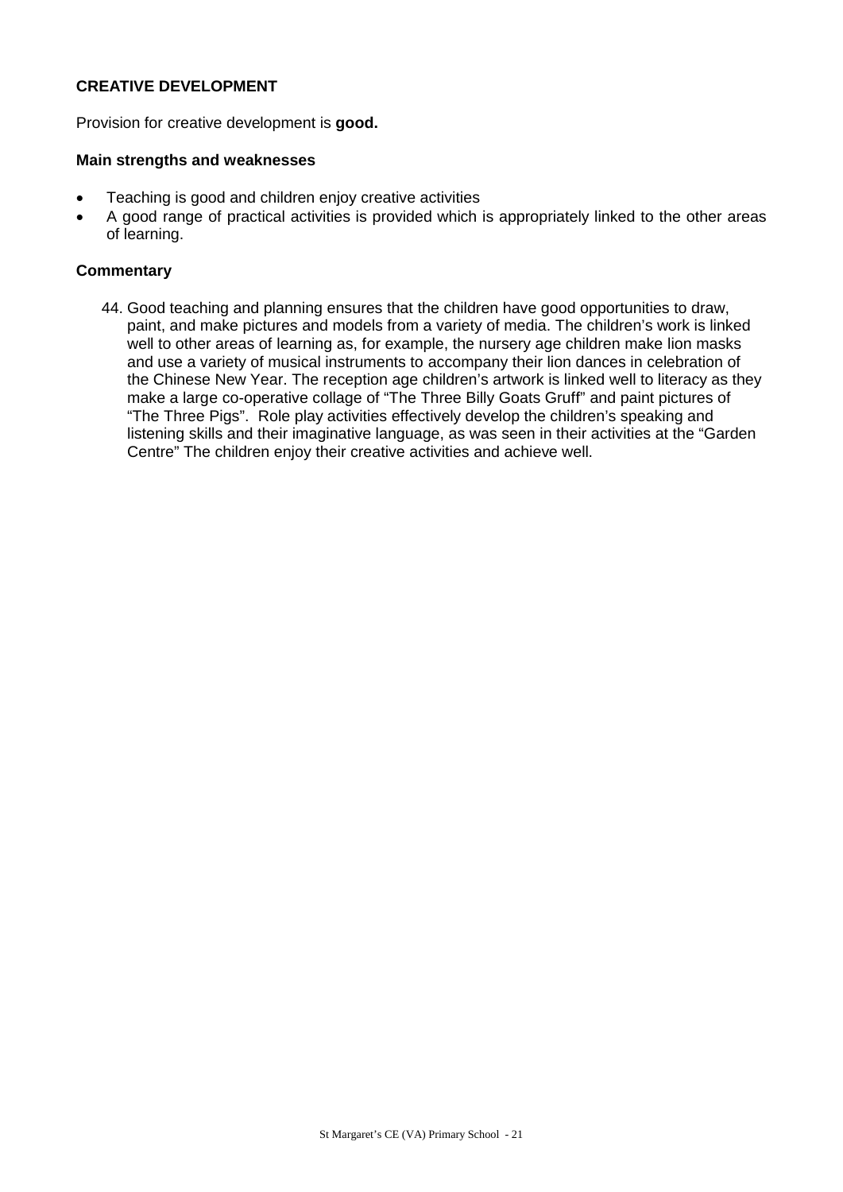### CREATIVE DEVELOPMENT

Provision for creative development is **good.**

#### Main strengths and weaknesses

- Teaching is good and children enjoy creative activities
- A good range of practical activities is provided which is appropriately linked to the other areas of learning.

#### Commentary

44. Good teaching and planning ensures that the children have good opportunities to draw, paint, and make pictures and models from a variety of media. The children's work is linked well to other areas of learning as, for example, the nursery age children make lion masks and use a variety of musical instruments to accompany their lion dances in celebration of the Chinese New Year. The reception age children's artwork is linked well to literacy as they make a large co-operative collage of "The Three Billy Goats Gruff" and paint pictures of "The Three Pigs". Role play activities effectively develop the children's speaking and listening skills and their imaginative language, as was seen in their activities at the "Garden Centre" The children enjoy their creative activities and achieve well.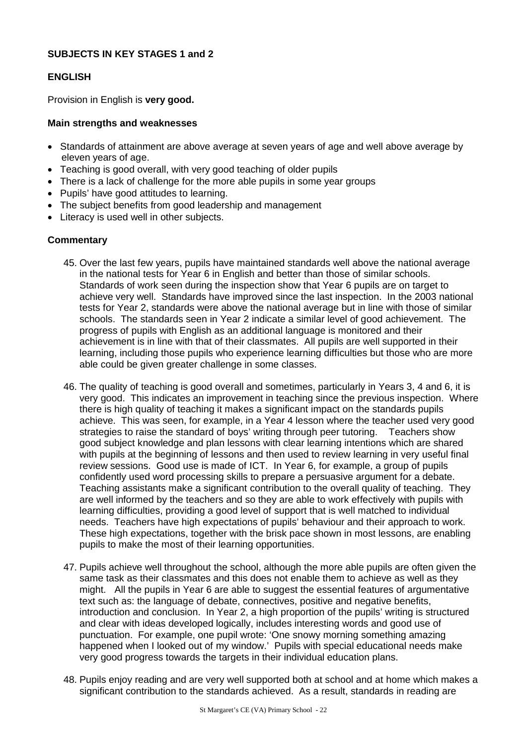## SUBJECTS IN KEY STAGES 1 and 2

### ENGLISH

Provision in English is **very good.**

#### Main strengths and weaknesses

- Standards of attainment are above average at seven years of age and well above average by eleven years of age.
- Teaching is good overall, with very good teaching of older pupils
- There is a lack of challenge for the more able pupils in some year groups
- Pupils' have good attitudes to learning.
- The subject benefits from good leadership and management
- Literacy is used well in other subjects.

#### Commentary

45. Over the last few years, pupils have maintained standards well above the national average in the national tests for Year 6 in English and better than those of similar schools. Standards of work seen during the inspection show that Year 6 pupils are on target to achieve very well. Standards have improved since the last inspection. In the 2003 national tests for Year 2, standards were above the national average but in line with those of similar schools. The standards seen in Year 2 indicate a similar level of good achievement. The progress of pupils with English as an additional language is monitored and their achievement is in line with that of their classmates. All pupils are well supported in their learning, including those pupils who experience learning difficulties but those who are more able could be given greater challenge in some classes.

46. The quality of teaching is good overall and sometimes, particularly in Years 3, 4 and 6, it is very good. This indicates an improvement in teaching since the previous inspection. Where there is high quality of teaching it makes a significant impact on the standards pupils achieve. This was seen, for example, in a Year 4 lesson where the teacher used very good strategies to raise the standard of boys' writing through peer tutoring. Teachers show good subject knowledge and plan lessons with clear learning intentions which are shared with pupils at the beginning of lessons and then used to review learning in very useful final review sessions. Good use is made of ICT. In Year 6, for example, a group of pupils confidently used word processing skills to prepare a persuasive argument for a debate. Teaching assistants make a significant contribution to the overall quality of teaching. They are well informed by the teachers and so they are able to work effectively with pupils with learning difficulties, providing a good level of support that is well matched to individual needs. Teachers have high expectations of pupils' behaviour and their approach to work. These high expectations, together with the brisk pace shown in most lessons, are enabling pupils to make the most of their learning opportunities.

47. Pupils achieve well throughout the school, although the more able pupils are often given the same task as their classmates and this does not enable them to achieve as well as they might. All the pupils in Year 6 are able to suggest the essential features of argumentative text such as: the language of debate, connectives, positive and negative benefits, introduction and conclusion. In Year 2, a high proportion of the pupils' writing is structured and clear with ideas developed logically, includes interesting words and good use of punctuation. For example, one pupil wrote: 'One snowy morning something amazing happened when I looked out of my window.' Pupils with special educational needs make very good progress towards the targets in their individual education plans.

48. Pupils enjoy reading and are very well supported both at school and at home which makes a significant contribution to the standards achieved. As a result, standards in reading are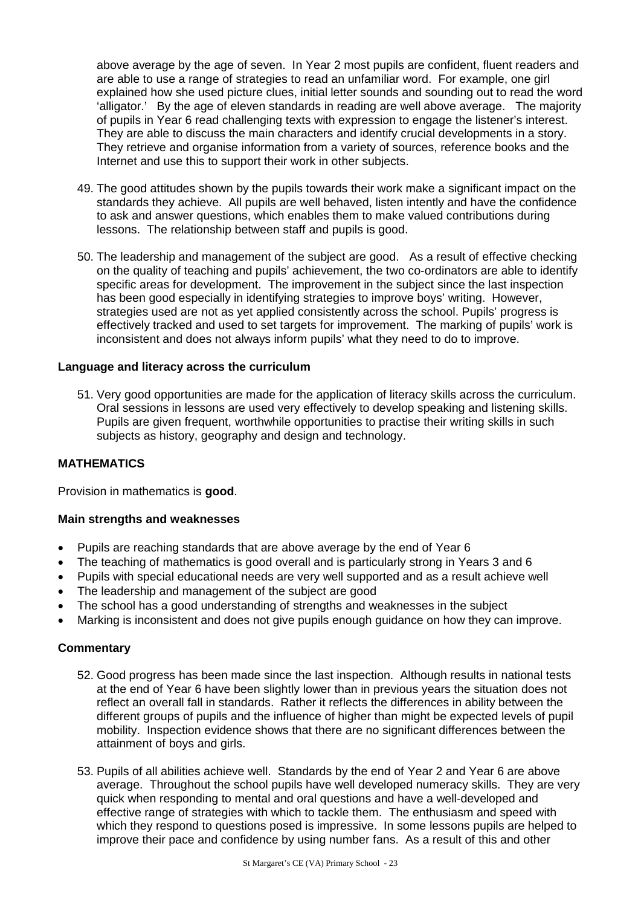above average by the age of seven. In Year 2 most pupils are confident, fluent readers and are able to use a range of strategies to read an unfamiliar word. For example, one girl explained how she used picture clues, initial letter sounds and sounding out to read the word 'alligator.' By the age of eleven standards in reading are well above average. The majority of pupils in Year 6 read challenging texts with expression to engage the listener's interest. They are able to discuss the main characters and identify crucial developments in a story. They retrieve and organise information from a variety of sources, reference books and the Internet and use this to support their work in other subjects.

49. The good attitudes shown by the pupils towards their work make a significant impact on the standards they achieve. All pupils are well behaved, listen intently and have the confidence to ask and answer questions, which enables them to make valued contributions during lessons. The relationship between staff and pupils is good.

50. The leadership and management of the subject are good. As a result of effective checking on the quality of teaching and pupils' achievement, the two co-ordinators are able to identify specific areas for development. The improvement in the subject since the last inspection has been good especially in identifying strategies to improve boys' writing. However, strategies used are not as yet applied consistently across the school. Pupils' progress is effectively tracked and used to set targets for improvement. The marking of pupils' work is inconsistent and does not always inform pupils' what they need to do to improve.

**Language and literacy across the curriculum**

51. Very good opportunities are made for the application of literacy skills across the curriculum. Oral sessions in lessons are used very effectively to develop speaking and listening skills. Pupils are given frequent, worthwhile opportunities to practise their writing skills in such subjects as history, geography and design and technology.

## MATHEMATICS

Provision in mathematics is **good**.

**Main strengths and weaknesses**

- Pupils are reaching standards that are above average by the end of Year 6
- The teaching of mathematics is good overall and is particularly strong in Years 3 and 6
- Pupils with special educational needs are very well supported and as a result achieve well
- The leadership and management of the subject are good
- The school has a good understanding of strengths and weaknesses in the subject
- Marking is inconsistent and does not give pupils enough guidance on how they can improve.

**Commentary**

52. Good progress has been made since the last inspection. Although results in national tests at the end of Year 6 have been slightly lower than in previous years the situation does not reflect an overall fall in standards. Rather it reflects the differences in ability between the different groups of pupils and the influence of higher than might be expected levels of pupil mobility. Inspection evidence shows that there are no significant differences between the attainment of boys and girls.

53. Pupils of all abilities achieve well. Standards by the end of Year 2 and Year 6 are above average. Throughout the school pupils have well developed numeracy skills. They are very quick when responding to mental and oral questions and have a well-developed and effective range of strategies with which to tackle them. The enthusiasm and speed with which they respond to questions posed is impressive. In some lessons pupils are helped to improve their pace and confidence by using number fans. As a result of this and other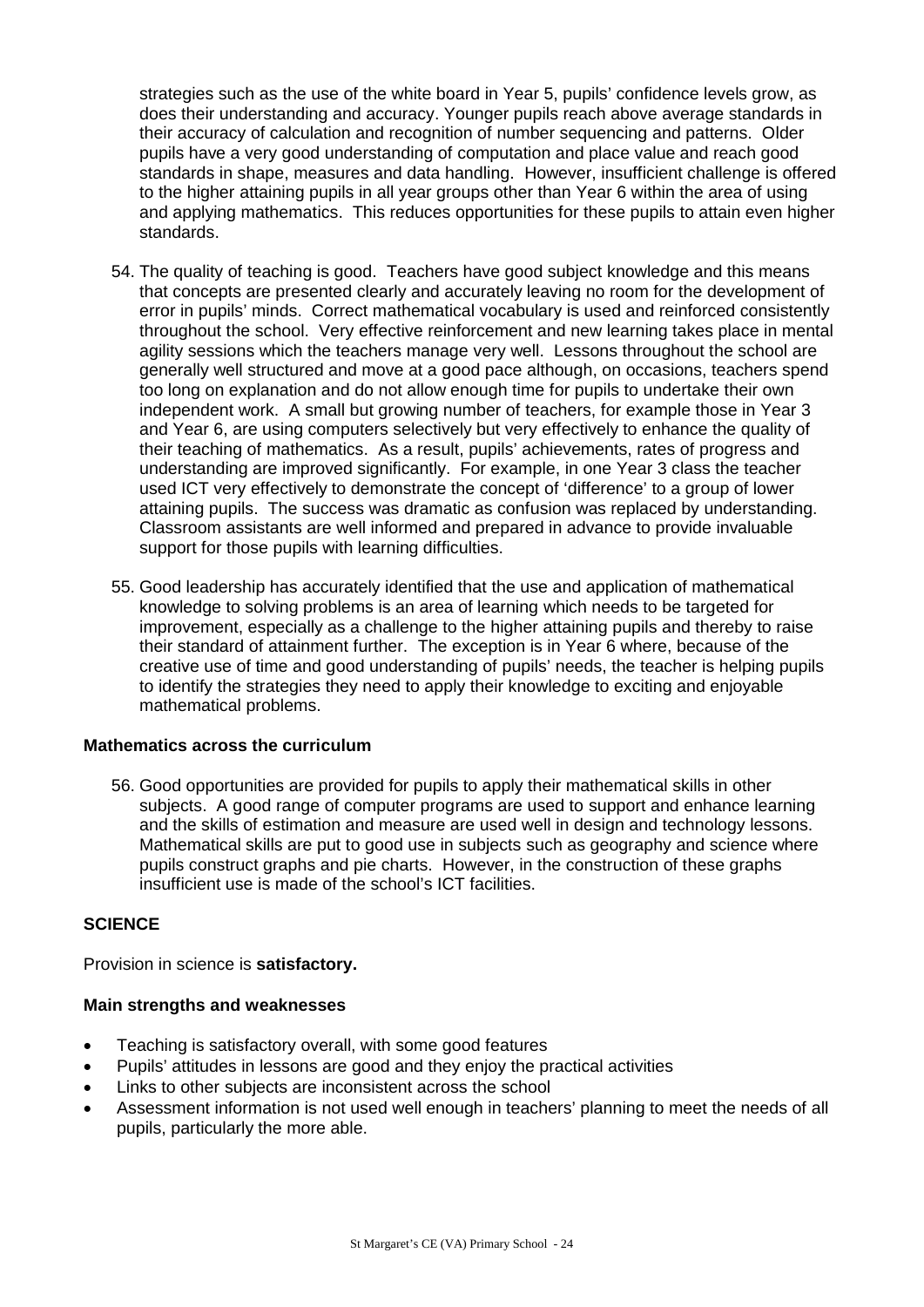strategies such as the use of the white board in Year 5, pupils' confidence levels grow, as does their understanding and accuracy. Younger pupils reach above average standards in their accuracy of calculation and recognition of number sequencing and patterns. Older pupils have a very good understanding of computation and place value and reach good standards in shape, measures and data handling. However, insufficient challenge is offered to the higher attaining pupils in all year groups other than Year 6 within the area of using and applying mathematics. This reduces opportunities for these pupils to attain even higher standards.

54. The quality of teaching is good. Teachers have good subject knowledge and this means that concepts are presented clearly and accurately leaving no room for the development of error in pupils' minds. Correct mathematical vocabulary is used and reinforced consistently throughout the school. Very effective reinforcement and new learning takes place in mental agility sessions which the teachers manage very well. Lessons throughout the school are generally well structured and move at a good pace although, on occasions, teachers spend too long on explanation and do not allow enough time for pupils to undertake their own independent work. A small but growing number of teachers, for example those in Year 3 and Year 6, are using computers selectively but very effectively to enhance the quality of their teaching of mathematics. As a result, pupils' achievements, rates of progress and understanding are improved significantly. For example, in one Year 3 class the teacher used ICT very effectively to demonstrate the concept of 'difference' to a group of lower attaining pupils. The success was dramatic as confusion was replaced by understanding. Classroom assistants are well informed and prepared in advance to provide invaluable support for those pupils with learning difficulties.

55. Good leadership has accurately identified that the use and application of mathematical knowledge to solving problems is an area of learning which needs to be targeted for improvement, especially as a challenge to the higher attaining pupils and thereby to raise their standard of attainment further. The exception is in Year 6 where, because of the creative use of time and good understanding of pupils' needs, the teacher is helping pupils to identify the strategies they need to apply their knowledge to exciting and enjoyable mathematical problems.

**Mathematics across the curriculum**

56. Good opportunities are provided for pupils to apply their mathematical skills in other subjects. A good range of computer programs are used to support and enhance learning and the skills of estimation and measure are used well in design and technology lessons. Mathematical skills are put to good use in subjects such as geography and science where pupils construct graphs and pie charts. However, in the construction of these graphs insufficient use is made of the school's ICT facilities.

## SCIENCE

Provision in science is **satisfactory.**

**Main strengths and weaknesses**

- Teaching is satisfactory overall, with some good features
- Pupils' attitudes in lessons are good and they enjoy the practical activities
- Links to other subjects are inconsistent across the school
- Assessment information is not used well enough in teachers' planning to meet the needs of all pupils, particularly the more able.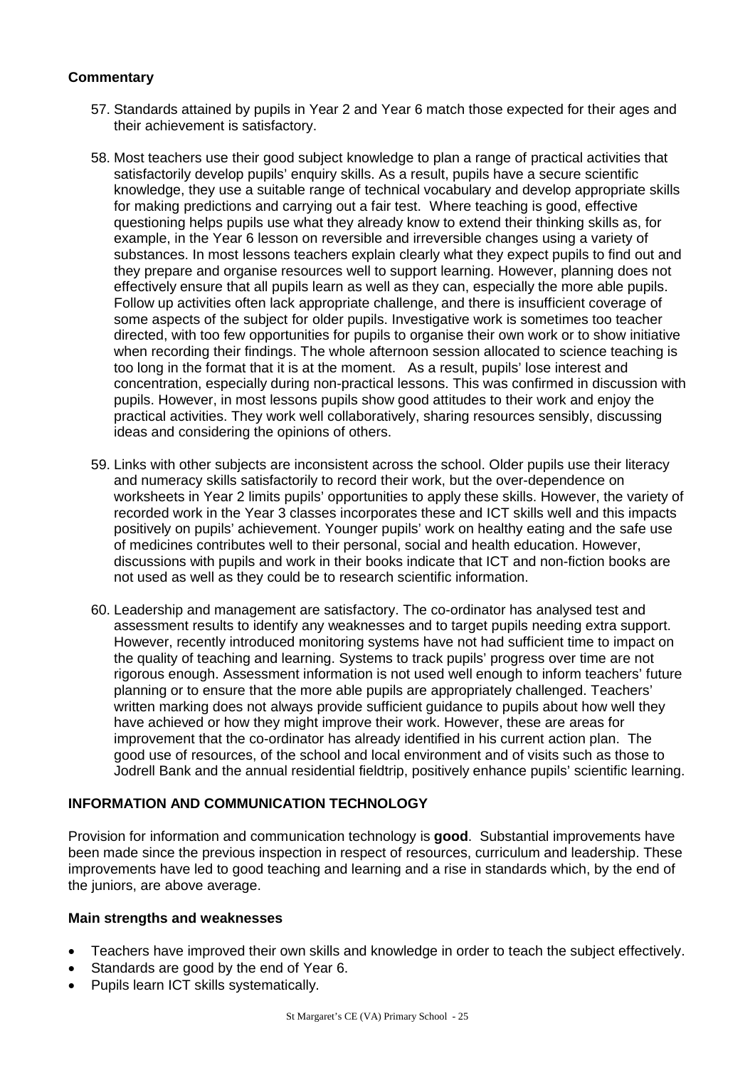**Commentary**

57. Standards attained by pupils in Year 2 and Year 6 match those expected for their ages and their achievement is satisfactory.

58. Most teachers use their good subject knowledge to plan a range of practical activities that satisfactorily develop pupils' enquiry skills. As a result, pupils have a secure scientific knowledge, they use a suitable range of technical vocabulary and develop appropriate skills for making predictions and carrying out a fair test. Where teaching is good, effective questioning helps pupils use what they already know to extend their thinking skills as, for example, in the Year 6 lesson on reversible and irreversible changes using a variety of substances. In most lessons teachers explain clearly what they expect pupils to find out and they prepare and organise resources well to support learning. However, planning does not effectively ensure that all pupils learn as well as they can, especially the more able pupils. Follow up activities often lack appropriate challenge, and there is insufficient coverage of some aspects of the subject for older pupils. Investigative work is sometimes too teacher directed, with too few opportunities for pupils to organise their own work or to show initiative when recording their findings. The whole afternoon session allocated to science teaching is too long in the format that it is at the moment. As a result, pupils' lose interest and concentration, especially during non-practical lessons. This was confirmed in discussion with pupils. However, in most lessons pupils show good attitudes to their work and enjoy the practical activities. They work well collaboratively, sharing resources sensibly, discussing ideas and considering the opinions of others.

59. Links with other subjects are inconsistent across the school. Older pupils use their literacy and numeracy skills satisfactorily to record their work, but the over-dependence on worksheets in Year 2 limits pupils' opportunities to apply these skills. However, the variety of recorded work in the Year 3 classes incorporates these and ICT skills well and this impacts positively on pupils' achievement. Younger pupils' work on healthy eating and the safe use of medicines contributes well to their personal, social and health education. However, discussions with pupils and work in their books indicate that ICT and non-fiction books are not used as well as they could be to research scientific information.

60. Leadership and management are satisfactory. The co-ordinator has analysed test and assessment results to identify any weaknesses and to target pupils needing extra support. However, recently introduced monitoring systems have not had sufficient time to impact on the quality of teaching and learning. Systems to track pupils' progress over time are not rigorous enough. Assessment information is not used well enough to inform teachers' future planning or to ensure that the more able pupils are appropriately challenged. Teachers' written marking does not always provide sufficient guidance to pupils about how well they have achieved or how they might improve their work. However, these are areas for improvement that the co-ordinator has already identified in his current action plan. The good use of resources, of the school and local environment and of visits such as those to Jodrell Bank and the annual residential fieldtrip, positively enhance pupils' scientific learning.

## INFORMATION AND COMMUNICATION TECHNOLOGY

Provision for information and communication technology is **good**. Substantial improvements have been made since the previous inspection in respect of resources, curriculum and leadership. These improvements have led to good teaching and learning and a rise in standards which, by the end of the juniors, are above average.

### Main strengths and weaknesses

- Teachers have improved their own skills and knowledge in order to teach the subject effectively.
- Standards are good by the end of Year 6.
- Pupils learn ICT skills systematically.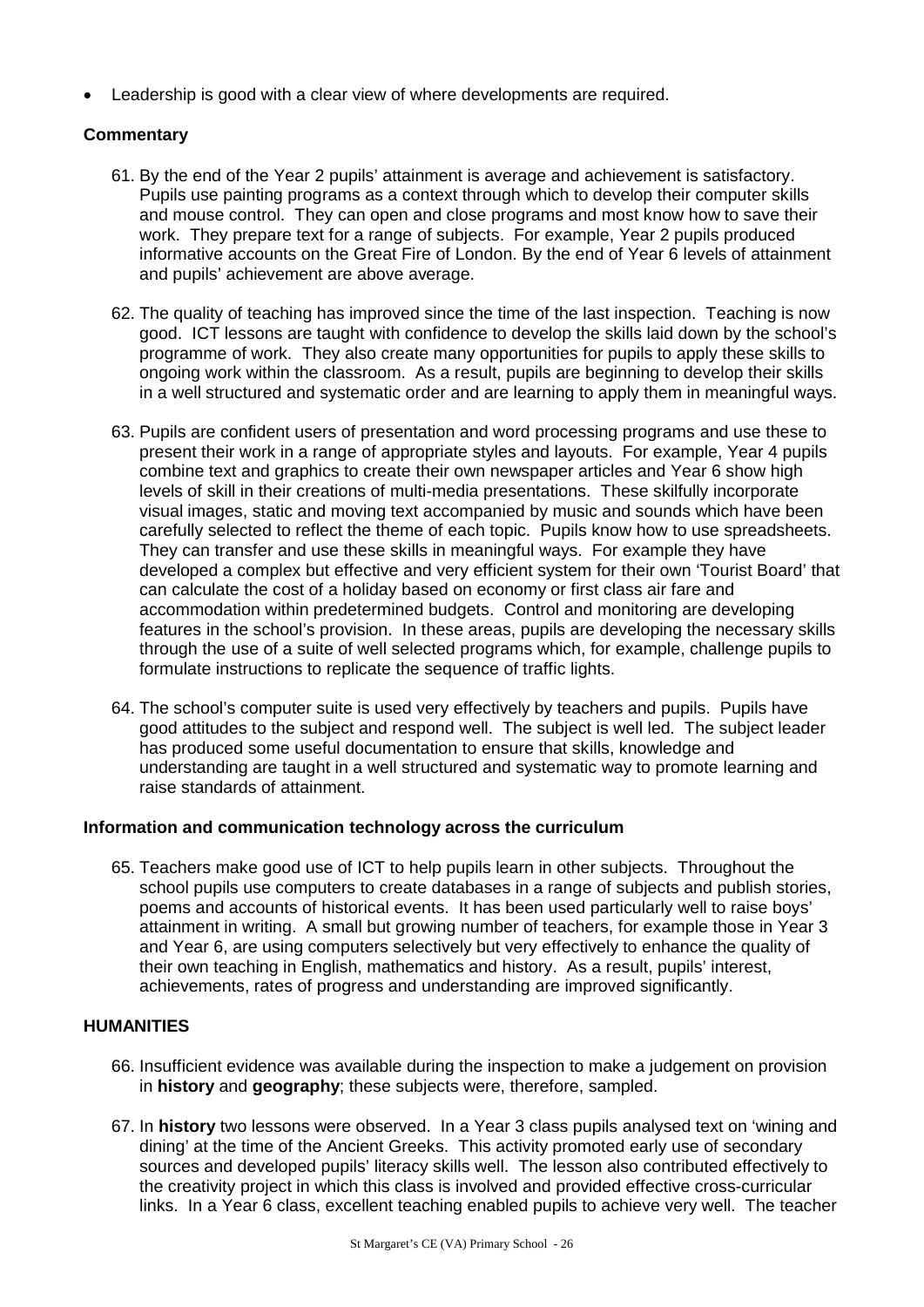- Leadership is good with a clear view of where developments are required.

### Commentary

61. By the end of the Year 2 pupils' attainment is average and achievement is satisfactory. Pupils use painting programs as a context through which to develop their computer skills and mouse control. They can open and close programs and most know how to save their work. They prepare text for a range of subjects. For example, Year 2 pupils produced informative accounts on the Great Fire of London. By the end of Year 6 levels of attainment and pupils' achievement are above average.

62. The quality of teaching has improved since the time of the last inspection. Teaching is now good. ICT lessons are taught with confidence to develop the skills laid down by the school's programme of work. They also create many opportunities for pupils to apply these skills to ongoing work within the classroom. As a result, pupils are beginning to develop their skills in a well structured and systematic order and are learning to apply them in meaningful ways.

63. Pupils are confident users of presentation and word processing programs and use these to present their work in a range of appropriate styles and layouts. For example, Year 4 pupils combine text and graphics to create their own newspaper articles and Year 6 show high levels of skill in their creations of multi-media presentations. These skilfully incorporate visual images, static and moving text accompanied by music and sounds which have been carefully selected to reflect the theme of each topic. Pupils know how to use spreadsheets. They can transfer and use these skills in meaningful ways. For example they have developed a complex but effective and very efficient system for their own 'Tourist Board' that can calculate the cost of a holiday based on economy or first class air fare and accommodation within predetermined budgets. Control and monitoring are developing features in the school's provision. In these areas, pupils are developing the necessary skills through the use of a suite of well selected programs which, for example, challenge pupils to formulate instructions to replicate the sequence of traffic lights.

64. The school's computer suite is used very effectively by teachers and pupils. Pupils have good attitudes to the subject and respond well. The subject is well led. The subject leader has produced some useful documentation to ensure that skills, knowledge and understanding are taught in a well structured and systematic way to promote learning and raise standards of attainment.

### Information and communication technology across the curriculum

65. Teachers make good use of ICT to help pupils learn in other subjects. Throughout the school pupils use computers to create databases in a range of subjects and publish stories, poems and accounts of historical events. It has been used particularly well to raise boys' attainment in writing. A small but growing number of teachers, for example those in Year 3 and Year 6, are using computers selectively but very effectively to enhance the quality of their own teaching in English, mathematics and history. As a result, pupils' interest, achievements, rates of progress and understanding are improved significantly.

## HUMANITIES

66. Insufficient evidence was available during the inspection to make a judgement on provision in **history** and **geography**; these subjects were, therefore, sampled.

67. In **history** two lessons were observed. In a Year 3 class pupils analysed text on 'wining and dining' at the time of the Ancient Greeks. This activity promoted early use of secondary sources and developed pupils' literacy skills well. The lesson also contributed effectively to the creativity project in which this class is involved and provided effective cross-curricular links. In a Year 6 class, excellent teaching enabled pupils to achieve very well. The teacher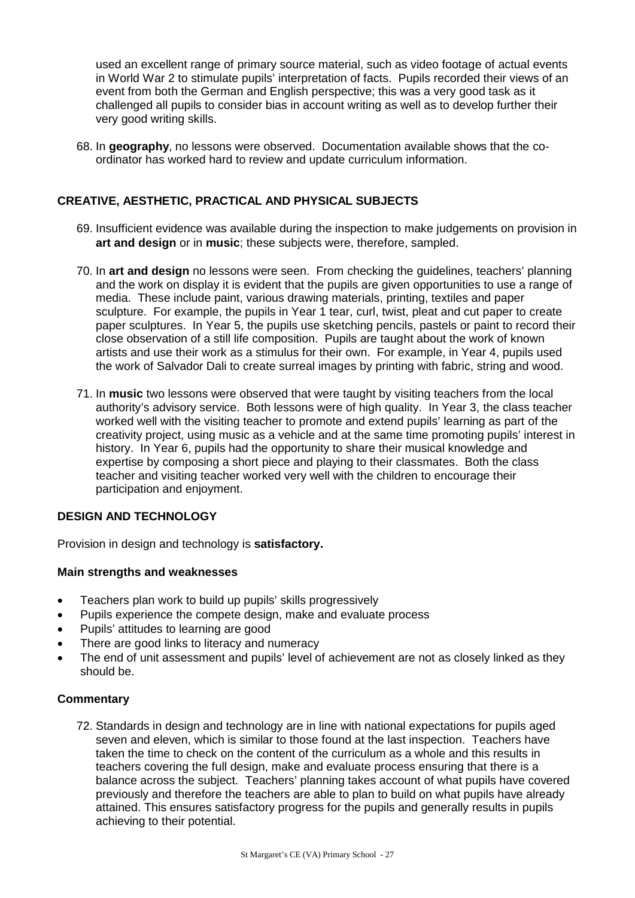used an excellent range of primary source material, such as video footage of actual events in World War 2 to stimulate pupils' interpretation of facts. Pupils recorded their views of an event from both the German and English perspective; this was a very good task as it challenged all pupils to consider bias in account writing as well as to develop further their very good writing skills.

68. In **geography**, no lessons were observed. Documentation available shows that the co-ordinator has worked hard to review and update curriculum information.

## CREATIVE, AESTHETIC, PRACTICAL AND PHYSICAL SUBJECTS

69. Insufficient evidence was available during the inspection to make judgements on provision in **art and design** or in **music**; these subjects were, therefore, sampled.

70. In **art and design** no lessons were seen. From checking the guidelines, teachers' planning and the work on display it is evident that the pupils are given opportunities to use a range of media. These include paint, various drawing materials, printing, textiles and paper sculpture. For example, the pupils in Year 1 tear, curl, twist, pleat and cut paper to create paper sculptures. In Year 5, the pupils use sketching pencils, pastels or paint to record their close observation of a still life composition. Pupils are taught about the work of known artists and use their work as a stimulus for their own. For example, in Year 4, pupils used the work of Salvador Dali to create surreal images by printing with fabric, string and wood.

71. In **music** two lessons were observed that were taught by visiting teachers from the local authority's advisory service. Both lessons were of high quality. In Year 3, the class teacher worked well with the visiting teacher to promote and extend pupils' learning as part of the creativity project, using music as a vehicle and at the same time promoting pupils' interest in history. In Year 6, pupils had the opportunity to share their musical knowledge and expertise by composing a short piece and playing to their classmates. Both the class teacher and visiting teacher worked very well with the children to encourage their participation and enjoyment.

### DESIGN AND TECHNOLOGY

Provision in design and technology is **satisfactory.**

#### Main strengths and weaknesses

- Teachers plan work to build up pupils' skills progressively
- Pupils experience the compete design, make and evaluate process
- Pupils' attitudes to learning are good
- There are good links to literacy and numeracy
- The end of unit assessment and pupils' level of achievement are not as closely linked as they should be.

#### Commentary

72. Standards in design and technology are in line with national expectations for pupils aged seven and eleven, which is similar to those found at the last inspection. Teachers have taken the time to check on the content of the curriculum as a whole and this results in teachers covering the full design, make and evaluate process ensuring that there is a balance across the subject. Teachers' planning takes account of what pupils have covered previously and therefore the teachers are able to plan to build on what pupils have already attained. This ensures satisfactory progress for the pupils and generally results in pupils achieving to their potential.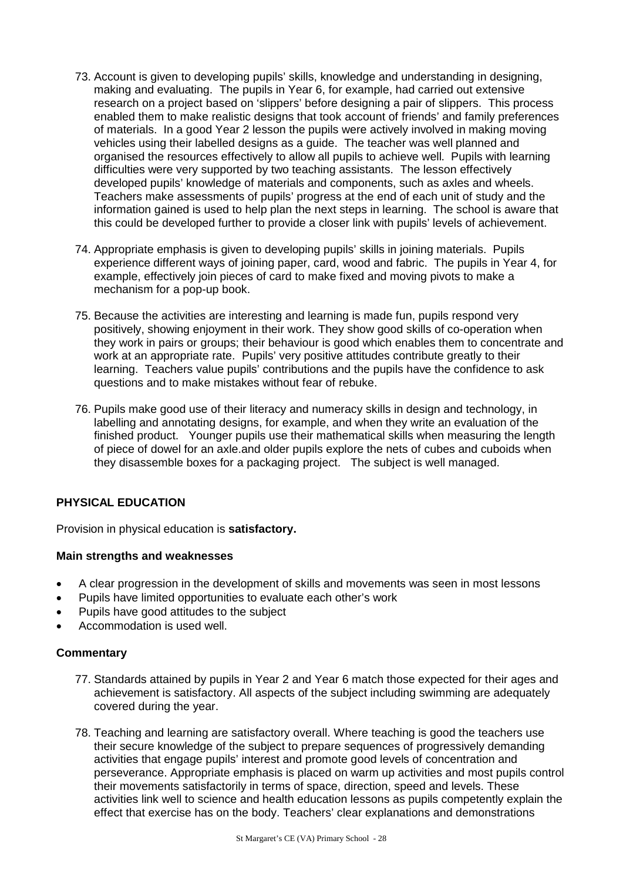73. Account is given to developing pupils' skills, knowledge and understanding in designing, making and evaluating. The pupils in Year 6, for example, had carried out extensive research on a project based on 'slippers' before designing a pair of slippers. This process enabled them to make realistic designs that took account of friends' and family preferences of materials. In a good Year 2 lesson the pupils were actively involved in making moving vehicles using their labelled designs as a guide. The teacher was well planned and organised the resources effectively to allow all pupils to achieve well. Pupils with learning difficulties were very supported by two teaching assistants. The lesson effectively developed pupils' knowledge of materials and components, such as axles and wheels. Teachers make assessments of pupils' progress at the end of each unit of study and the information gained is used to help plan the next steps in learning. The school is aware that this could be developed further to provide a closer link with pupils' levels of achievement.

74. Appropriate emphasis is given to developing pupils' skills in joining materials. Pupils experience different ways of joining paper, card, wood and fabric. The pupils in Year 4, for example, effectively join pieces of card to make fixed and moving pivots to make a mechanism for a pop-up book.

75. Because the activities are interesting and learning is made fun, pupils respond very positively, showing enjoyment in their work. They show good skills of co-operation when they work in pairs or groups; their behaviour is good which enables them to concentrate and work at an appropriate rate. Pupils' very positive attitudes contribute greatly to their learning. Teachers value pupils' contributions and the pupils have the confidence to ask questions and to make mistakes without fear of rebuke.

76. Pupils make good use of their literacy and numeracy skills in design and technology, in labelling and annotating designs, for example, and when they write an evaluation of the finished product. Younger pupils use their mathematical skills when measuring the length of piece of dowel for an axle.and older pupils explore the nets of cubes and cuboids when they disassemble boxes for a packaging project. The subject is well managed.

## PHYSICAL EDUCATION

Provision in physical education is **satisfactory.**

### Main strengths and weaknesses

- A clear progression in the development of skills and movements was seen in most lessons
- Pupils have limited opportunities to evaluate each other's work
- Pupils have good attitudes to the subject
- Accommodation is used well.

### Commentary

77. Standards attained by pupils in Year 2 and Year 6 match those expected for their ages and achievement is satisfactory. All aspects of the subject including swimming are adequately covered during the year.

78. Teaching and learning are satisfactory overall. Where teaching is good the teachers use their secure knowledge of the subject to prepare sequences of progressively demanding activities that engage pupils' interest and promote good levels of concentration and perseverance. Appropriate emphasis is placed on warm up activities and most pupils control their movements satisfactorily in terms of space, direction, speed and levels. These activities link well to science and health education lessons as pupils competently explain the effect that exercise has on the body. Teachers' clear explanations and demonstrations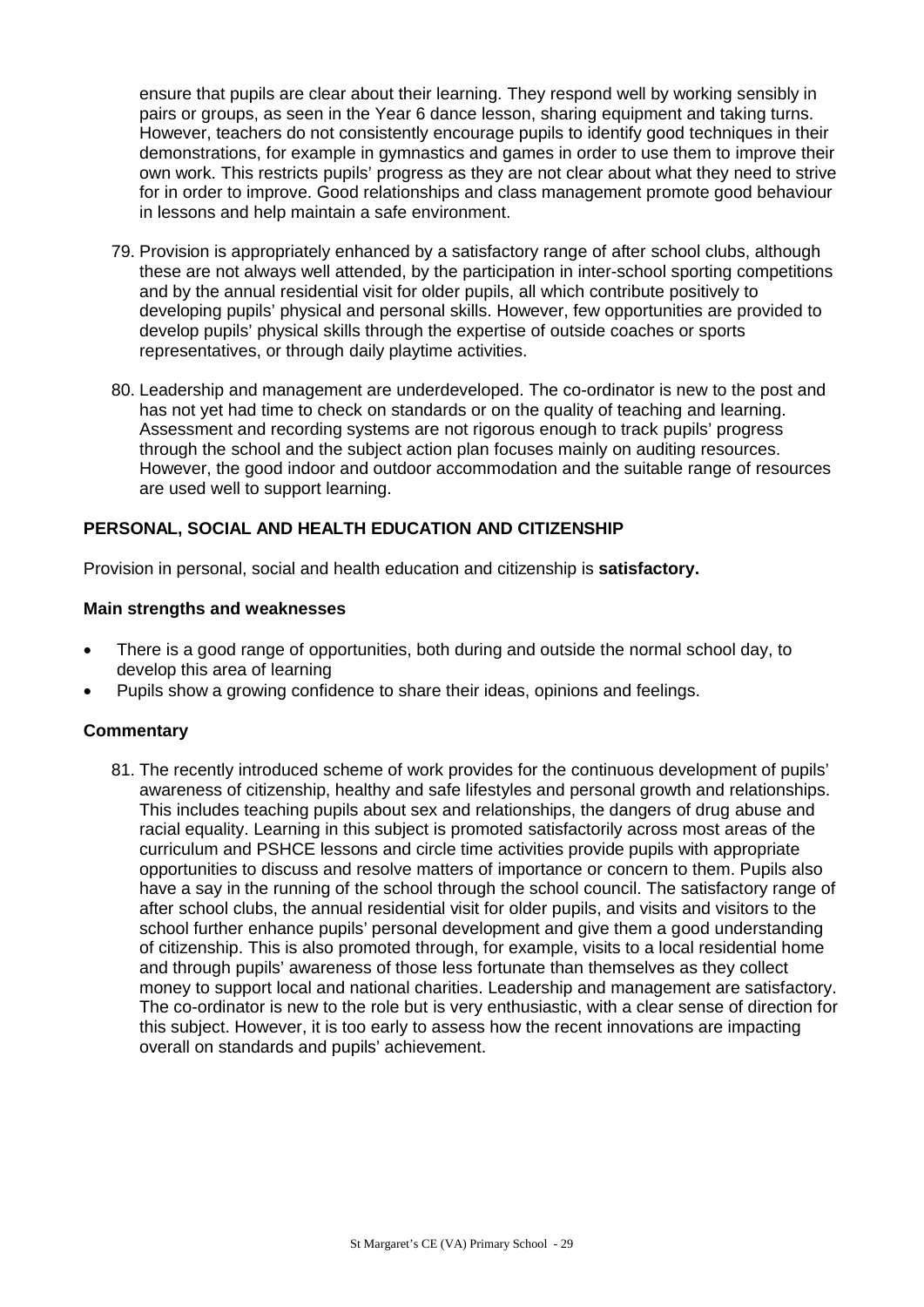ensure that pupils are clear about their learning. They respond well by working sensibly in pairs or groups, as seen in the Year 6 dance lesson, sharing equipment and taking turns. However, teachers do not consistently encourage pupils to identify good techniques in their demonstrations, for example in gymnastics and games in order to use them to improve their own work. This restricts pupils' progress as they are not clear about what they need to strive for in order to improve. Good relationships and class management promote good behaviour in lessons and help maintain a safe environment.

79. Provision is appropriately enhanced by a satisfactory range of after school clubs, although these are not always well attended, by the participation in inter-school sporting competitions and by the annual residential visit for older pupils, all which contribute positively to developing pupils' physical and personal skills. However, few opportunities are provided to develop pupils' physical skills through the expertise of outside coaches or sports representatives, or through daily playtime activities.

80. Leadership and management are underdeveloped. The co-ordinator is new to the post and has not yet had time to check on standards or on the quality of teaching and learning. Assessment and recording systems are not rigorous enough to track pupils' progress through the school and the subject action plan focuses mainly on auditing resources. However, the good indoor and outdoor accommodation and the suitable range of resources are used well to support learning.

## PERSONAL, SOCIAL AND HEALTH EDUCATION AND CITIZENSHIP

Provision in personal, social and health education and citizenship is **satisfactory.**

### Main strengths and weaknesses

- There is a good range of opportunities, both during and outside the normal school day, to develop this area of learning
- Pupils show a growing confidence to share their ideas, opinions and feelings.

### Commentary

81. The recently introduced scheme of work provides for the continuous development of pupils' awareness of citizenship, healthy and safe lifestyles and personal growth and relationships. This includes teaching pupils about sex and relationships, the dangers of drug abuse and racial equality. Learning in this subject is promoted satisfactorily across most areas of the curriculum and PSHCE lessons and circle time activities provide pupils with appropriate opportunities to discuss and resolve matters of importance or concern to them. Pupils also have a say in the running of the school through the school council. The satisfactory range of after school clubs, the annual residential visit for older pupils, and visits and visitors to the school further enhance pupils' personal development and give them a good understanding of citizenship. This is also promoted through, for example, visits to a local residential home and through pupils' awareness of those less fortunate than themselves as they collect money to support local and national charities. Leadership and management are satisfactory. The co-ordinator is new to the role but is very enthusiastic, with a clear sense of direction for this subject. However, it is too early to assess how the recent innovations are impacting overall on standards and pupils' achievement.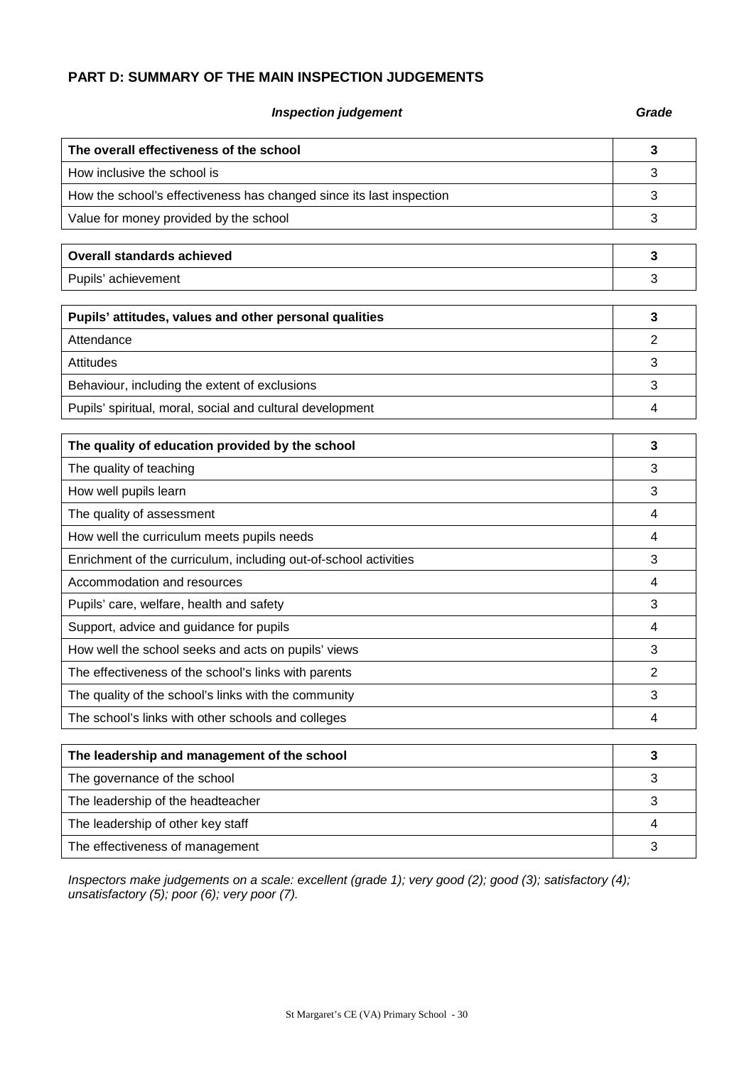## PART D: SUMMARY OF THE MAIN INSPECTION JUDGEMENTS

| *Inspection judgement* | *Grade* |
|---|---|
| **The overall effectiveness of the school** | **3** |
| How inclusive the school is | 3 |
| How the school's effectiveness has changed since its last inspection | 3 |
| Value for money provided by the school | 3 |
| | |
| **Overall standards achieved** | **3** |
| Pupils' achievement | 3 |
| | |
| **Pupils' attitudes, values and other personal qualities** | **3** |
| Attendance | 2 |
| Attitudes | 3 |
| Behaviour, including the extent of exclusions | 3 |
| Pupils' spiritual, moral, social and cultural development | 4 |
| | |
| **The quality of education provided by the school** | **3** |
| The quality of teaching | 3 |
| How well pupils learn | 3 |
| The quality of assessment | 4 |
| How well the curriculum meets pupils needs | 4 |
| Enrichment of the curriculum, including out-of-school activities | 3 |
| Accommodation and resources | 4 |
| Pupils' care, welfare, health and safety | 3 |
| Support, advice and guidance for pupils | 4 |
| How well the school seeks and acts on pupils' views | 3 |
| The effectiveness of the school's links with parents | 2 |
| The quality of the school's links with the community | 3 |
| The school's links with other schools and colleges | 4 |
| | |
| **The leadership and management of the school** | **3** |
| The governance of the school | 3 |
| The leadership of the headteacher | 3 |
| The leadership of other key staff | 4 |
| The effectiveness of management | 3 |

*Inspectors make judgements on a scale: excellent (grade 1); very good (2); good (3); satisfactory (4); unsatisfactory (5); poor (6); very poor (7).*